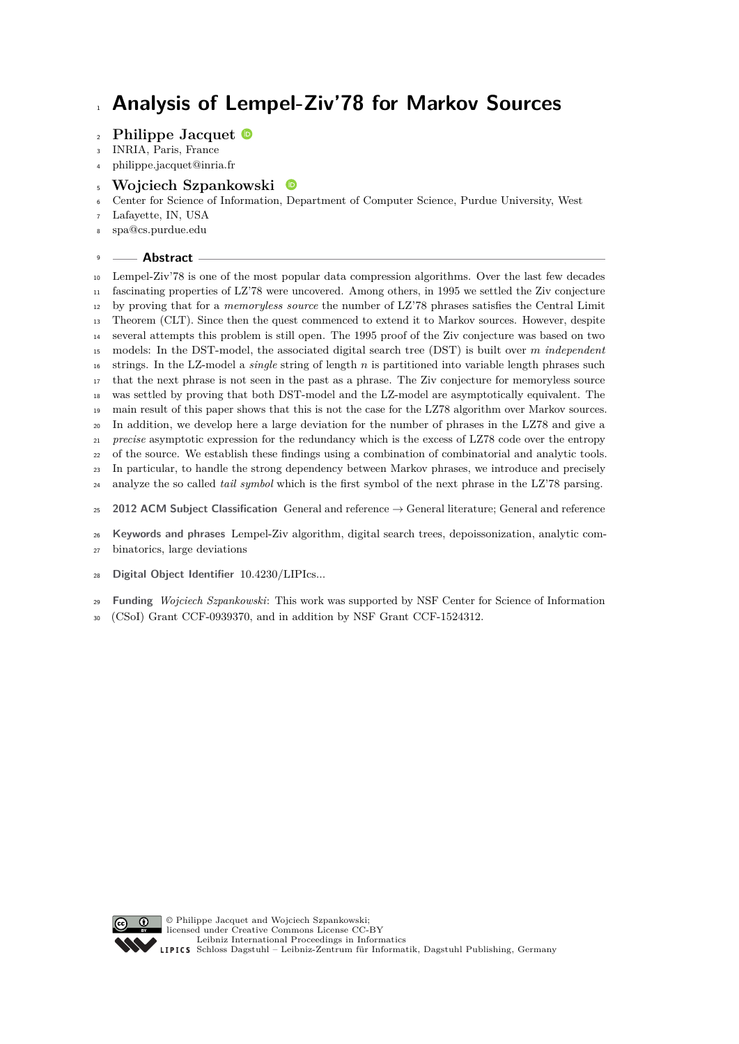# Analysis of Lempel-Ziv'78 for Markov Sources

**Philippe Jacquet**
INRIA, Paris, France
philippe.jacquet@inria.fr

**Wojciech Szpankowski**
Center for Science of Information, Department of Computer Science, Purdue University, West Lafayette, IN, USA
spa@cs.purdue.edu

## Abstract

Lempel-Ziv'78 is one of the most popular data compression algorithms. Over the last few decades fascinating properties of LZ'78 were uncovered. Among others, in 1995 we settled the Ziv conjecture by proving that for a *memoryless source* the number of LZ'78 phrases satisfies the Central Limit Theorem (CLT). Since then the quest commenced to extend it to Markov sources. However, despite several attempts this problem is still open. The 1995 proof of the Ziv conjecture was based on two models: In the DST-model, the associated digital search tree (DST) is built over $m$ *independent* strings. In the LZ-model a *single* string of length $n$ is partitioned into variable length phrases such that the next phrase is not seen in the past as a phrase. The Ziv conjecture for memoryless source was settled by proving that both DST-model and the LZ-model are asymptotically equivalent. The main result of this paper shows that this is not the case for the LZ78 algorithm over Markov sources. In addition, we develop here a large deviation for the number of phrases in the LZ78 and give a *precise* asymptotic expression for the redundancy which is the excess of LZ78 code over the entropy of the source. We establish these findings using a combination of combinatorial and analytic tools. In particular, to handle the strong dependency between Markov phrases, we introduce and precisely analyze the so called *tail symbol* which is the first symbol of the next phrase in the LZ'78 parsing.

**2012 ACM Subject Classification** General and reference → General literature; General and reference

**Keywords and phrases** Lempel-Ziv algorithm, digital search trees, depoissonization, analytic combinatorics, large deviations

**Digital Object Identifier** 10.4230/LIPIcs...

**Funding** *Wojciech Szpankowski*: This work was supported by NSF Center for Science of Information (CSoI) Grant CCF-0939370, and in addition by NSF Grant CCF-1524312.

© Philippe Jacquet and Wojciech Szpankowski;
licensed under Creative Commons License CC-BY
Leibniz International Proceedings in Informatics
Schloss Dagstuhl – Leibniz-Zentrum für Informatik, Dagstuhl Publishing, Germany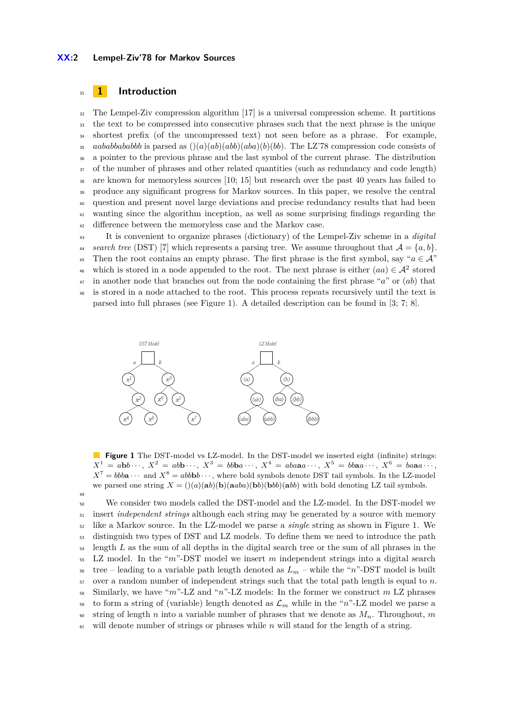# 1 Introduction

The Lempel-Ziv compression algorithm [17] is a universal compression scheme. It partitions the text to be compressed into consecutive phrases such that the next phrase is the unique shortest prefix (of the uncompressed text) not seen before as a phrase. For example, *aababbababbb* is parsed as $()(a)(ab)(abb)(aba)(b)(bb)$. The LZ'78 compression code consists of a pointer to the previous phrase and the last symbol of the current phrase. The distribution of the number of phrases and other related quantities (such as redundancy and code length) are known for memoryless sources [10; 15] but research over the past 40 years has failed to produce any significant progress for Markov sources. In this paper, we resolve the central question and present novel large deviations and precise redundancy results that had been wanting since the algorithm inception, as well as some surprising findings regarding the difference between the memoryless case and the Markov case.

It is convenient to organize phrases (dictionary) of the Lempel-Ziv scheme in a *digital search tree* (DST) [7] which represents a parsing tree. We assume throughout that $\mathcal{A} = \{a, b\}$. Then the root contains an empty phrase. The first phrase is the first symbol, say "$a \in \mathcal{A}$" which is stored in a node appended to the root. The next phrase is either $(aa) \in \mathcal{A}^2$ stored in another node that branches out from the node containing the first phrase "$a$" or $(ab)$ that is stored in a node attached to the root. This process repeats recursively until the text is parsed into full phrases (see Figure 1). A detailed description can be found in [3; 7; 8].

**Figure 1** The DST-model vs LZ-model. In the DST-model we inserted eight (infinite) strings: $X^1 = a\mathbf{b}b\cdots$, $X^2 = ab\mathbf{b}\cdots$, $X^3 = bb\mathbf{b}a\cdots$, $X^4 = aba\mathbf{a}a\cdots$, $X^5 = bb\mathbf{a}a\cdots$, $X^6 = b\mathbf{a}a\cdots$, $X^7 = bbb\mathbf{a}\cdots$ and $X^8 = abb\mathbf{b}b\cdots$, where bold symbols denote DST tail symbols. In the LZ-model we parsed one string $X = ()(a)(a\mathbf{b})(\mathbf{b})(\mathbf{a}aba)(\mathbf{b}b)(\mathbf{b}bb)(\mathbf{a}bb)$ with bold denoting LZ tail symbols.

We consider two models called the DST-model and the LZ-model. In the DST-model we insert *independent strings* although each string may be generated by a source with memory like a Markov source. In the LZ-model we parse a *single* string as shown in Figure 1. We distinguish two types of DST and LZ models. To define them we need to introduce the path length $L$ as the sum of all depths in the digital search tree or the sum of all phrases in the LZ model. In the "$m$"-DST model we insert $m$ independent strings into a digital search tree – leading to a variable path length denoted as $L_m$ – while the "$n$"-DST model is built over a random number of independent strings such that the total path length is equal to $n$. Similarly, we have "$m$"-LZ and "$n$"-LZ models: In the former we construct $m$ LZ phrases to form a string of (variable) length denoted as $\mathcal{L}_m$ while in the "$n$"-LZ model we parse a string of length $n$ into a variable number of phrases that we denote as $M_n$. Throughout, $m$ will denote number of strings or phrases while $n$ will stand for the length of a string.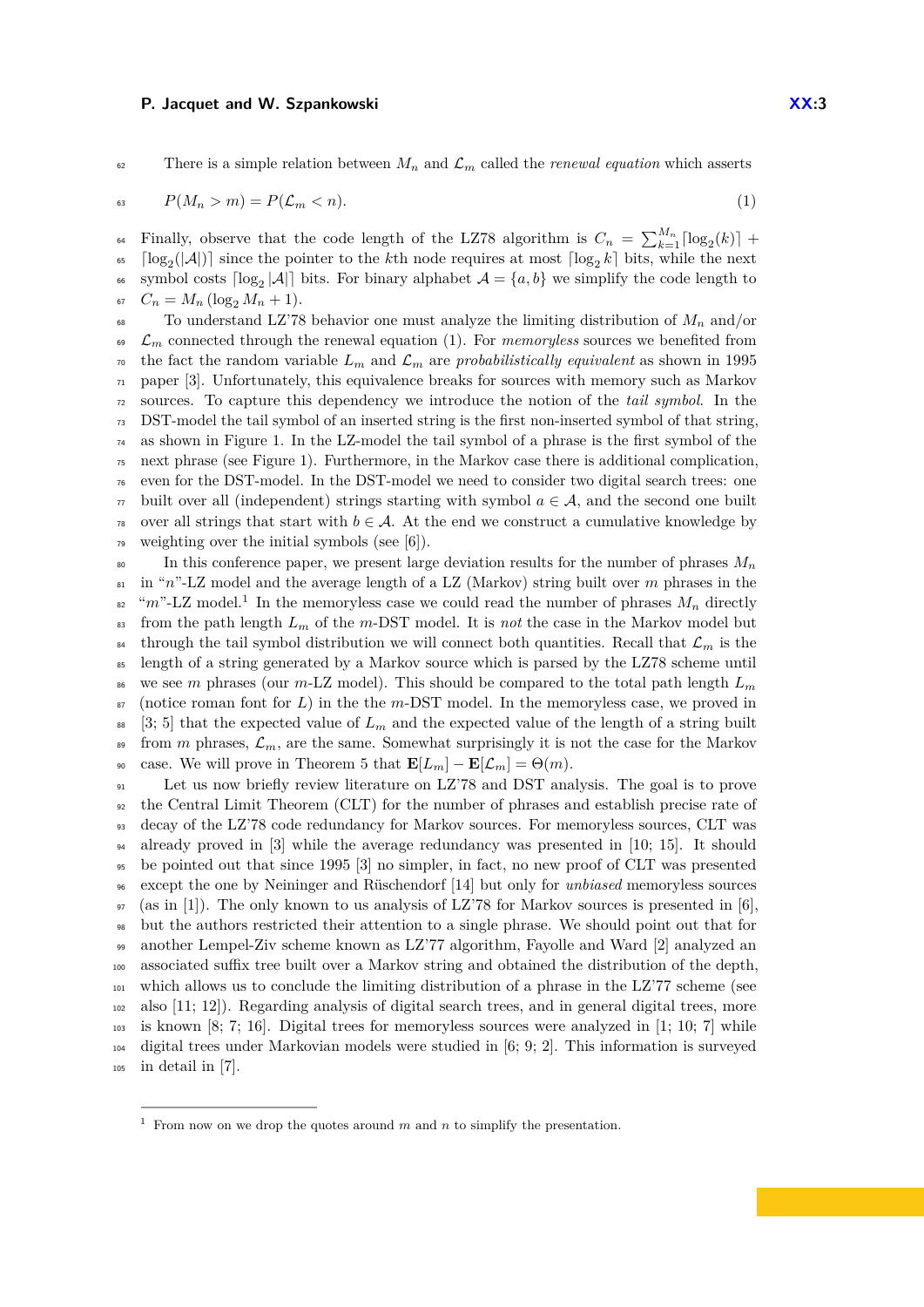There is a simple relation between $M_n$ and $\mathcal{L}_m$ called the *renewal equation* which asserts

$$P(M_n > m) = P(\mathcal{L}_m < n). \tag{1}$$

Finally, observe that the code length of the LZ78 algorithm is $C_n = \sum_{k=1}^{M_n} \lceil \log_2(k) \rceil + \lceil \log_2(|\mathcal{A}|) \rceil$ since the pointer to the $k$th node requires at most $\lceil \log_2 k \rceil$ bits, while the next symbol costs $\lceil \log_2 |\mathcal{A}| \rceil$ bits. For binary alphabet $\mathcal{A} = \{a, b\}$ we simplify the code length to $C_n = M_n (\log_2 M_n + 1)$.

To understand LZ'78 behavior one must analyze the limiting distribution of $M_n$ and/or $\mathcal{L}_m$ connected through the renewal equation (1). For *memoryless* sources we benefited from the fact the random variable $L_m$ and $\mathcal{L}_m$ are *probabilistically equivalent* as shown in 1995 paper [3]. Unfortunately, this equivalence breaks for sources with memory such as Markov sources. To capture this dependency we introduce the notion of the *tail symbol*. In the DST-model the tail symbol of an inserted string is the first non-inserted symbol of that string, as shown in Figure 1. In the LZ-model the tail symbol of a phrase is the first symbol of the next phrase (see Figure 1). Furthermore, in the Markov case there is additional complication, even for the DST-model. In the DST-model we need to consider two digital search trees: one built over all (independent) strings starting with symbol $a \in \mathcal{A}$, and the second one built over all strings that start with $b \in \mathcal{A}$. At the end we construct a cumulative knowledge by weighting over the initial symbols (see [6]).

In this conference paper, we present large deviation results for the number of phrases $M_n$ in "$n$"-LZ model and the average length of a LZ (Markov) string built over $m$ phrases in the "$m$"-LZ model.[1] In the memoryless case we could read the number of phrases $M_n$ directly from the path length $L_m$ of the $m$-DST model. It is *not* the case in the Markov model but through the tail symbol distribution we will connect both quantities. Recall that $\mathcal{L}_m$ is the length of a string generated by a Markov source which is parsed by the LZ78 scheme until we see $m$ phrases (our $m$-LZ model). This should be compared to the total path length $L_m$ (notice roman font for $L$) in the the $m$-DST model. In the memoryless case, we proved in [3; 5] that the expected value of $L_m$ and the expected value of the length of a string built from $m$ phrases, $\mathcal{L}_m$, are the same. Somewhat surprisingly it is not the case for the Markov case. We will prove in Theorem 5 that $\mathbf{E}[L_m] - \mathbf{E}[\mathcal{L}_m] = \Theta(m)$.

Let us now briefly review literature on LZ'78 and DST analysis. The goal is to prove the Central Limit Theorem (CLT) for the number of phrases and establish precise rate of decay of the LZ'78 code redundancy for Markov sources. For memoryless sources, CLT was already proved in [3] while the average redundancy was presented in [10; 15]. It should be pointed out that since 1995 [3] no simpler, in fact, no new proof of CLT was presented except the one by Neininger and Rüschendorf [14] but only for *unbiased* memoryless sources (as in [1]). The only known to us analysis of LZ'78 for Markov sources is presented in [6], but the authors restricted their attention to a single phrase. We should point out that for another Lempel-Ziv scheme known as LZ'77 algorithm, Fayolle and Ward [2] analyzed an associated suffix tree built over a Markov string and obtained the distribution of the depth, which allows us to conclude the limiting distribution of a phrase in the LZ'77 scheme (see also [11; 12]). Regarding analysis of digital search trees, and in general digital trees, more is known [8; 7; 16]. Digital trees for memoryless sources were analyzed in [1; 10; 7] while digital trees under Markovian models were studied in [6; 9; 2]. This information is surveyed in detail in [7].

---

[1] From now on we drop the quotes around $m$ and $n$ to simplify the presentation.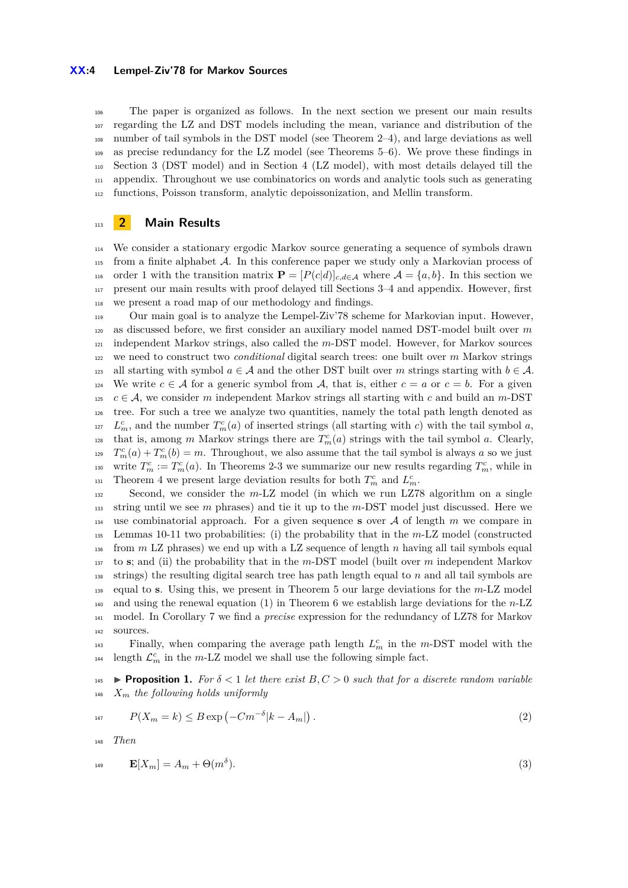The paper is organized as follows. In the next section we present our main results regarding the LZ and DST models including the mean, variance and distribution of the number of tail symbols in the DST model (see Theorem 2–4), and large deviations as well as precise redundancy for the LZ model (see Theorems 5–6). We prove these findings in Section 3 (DST model) and in Section 4 (LZ model), with most details delayed till the appendix. Throughout we use combinatorics on words and analytic tools such as generating functions, Poisson transform, analytic depoissonization, and Mellin transform.

## 2 Main Results

We consider a stationary ergodic Markov source generating a sequence of symbols drawn from a finite alphabet $\mathcal{A}$. In this conference paper we study only a Markovian process of order 1 with the transition matrix $\mathbf{P} = [P(c|d)]_{c,d\in\mathcal{A}}$ where $\mathcal{A} = \{a, b\}$. In this section we present our main results with proof delayed till Sections 3–4 and appendix. However, first we present a road map of our methodology and findings.

Our main goal is to analyze the Lempel-Ziv'78 scheme for Markovian input. However, as discussed before, we first consider an auxiliary model named DST-model built over $m$ independent Markov strings, also called the $m$-DST model. However, for Markov sources we need to construct two *conditional* digital search trees: one built over $m$ Markov strings all starting with symbol $a \in \mathcal{A}$ and the other DST built over $m$ strings starting with $b \in \mathcal{A}$. We write $c \in \mathcal{A}$ for a generic symbol from $\mathcal{A}$, that is, either $c = a$ or $c = b$. For a given $c \in \mathcal{A}$, we consider $m$ independent Markov strings all starting with $c$ and build an $m$-DST tree. For such a tree we analyze two quantities, namely the total path length denoted as $L^c_m$, and the number $T^c_m(a)$ of inserted strings (all starting with $c$) with the tail symbol $a$, that is, among $m$ Markov strings there are $T^c_m(a)$ strings with the tail symbol $a$. Clearly, $T^c_m(a) + T^c_m(b) = m$. Throughout, we also assume that the tail symbol is always $a$ so we just write $T^c_m := T^c_m(a)$. In Theorems 2-3 we summarize our new results regarding $T^c_m$, while in Theorem 4 we present large deviation results for both $T^c_m$ and $L^c_m$.

Second, we consider the $m$-LZ model (in which we run LZ78 algorithm on a single string until we see $m$ phrases) and tie it up to the $m$-DST model just discussed. Here we use combinatorial approach. For a given sequence $\mathbf{s}$ over $\mathcal{A}$ of length $m$ we compare in Lemmas 10-11 two probabilities: (i) the probability that in the $m$-LZ model (constructed from $m$ LZ phrases) we end up with a LZ sequence of length $n$ having all tail symbols equal to $\mathbf{s}$; and (ii) the probability that in the $m$-DST model (built over $m$ independent Markov strings) the resulting digital search tree has path length equal to $n$ and all tail symbols are equal to $\mathbf{s}$. Using this, we present in Theorem 5 our large deviations for the $m$-LZ model and using the renewal equation (1) in Theorem 6 we establish large deviations for the $n$-LZ model. In Corollary 7 we find a *precise* expression for the redundancy of LZ78 for Markov sources.

Finally, when comparing the average path length $L^c_m$ in the $m$-DST model with the length $\mathcal{L}^c_m$ in the $m$-LZ model we shall use the following simple fact.

▶ **Proposition 1.** *For $\delta < 1$ let there exist $B, C > 0$ such that for a discrete random variable $X_m$ the following holds uniformly*

$$P(X_m = k) \leq B \exp\left(-Cm^{-\delta}|k - A_m|\right). \tag{2}$$

*Then*

$$\mathbf{E}[X_m] = A_m + \Theta(m^{\delta}). \tag{3}$$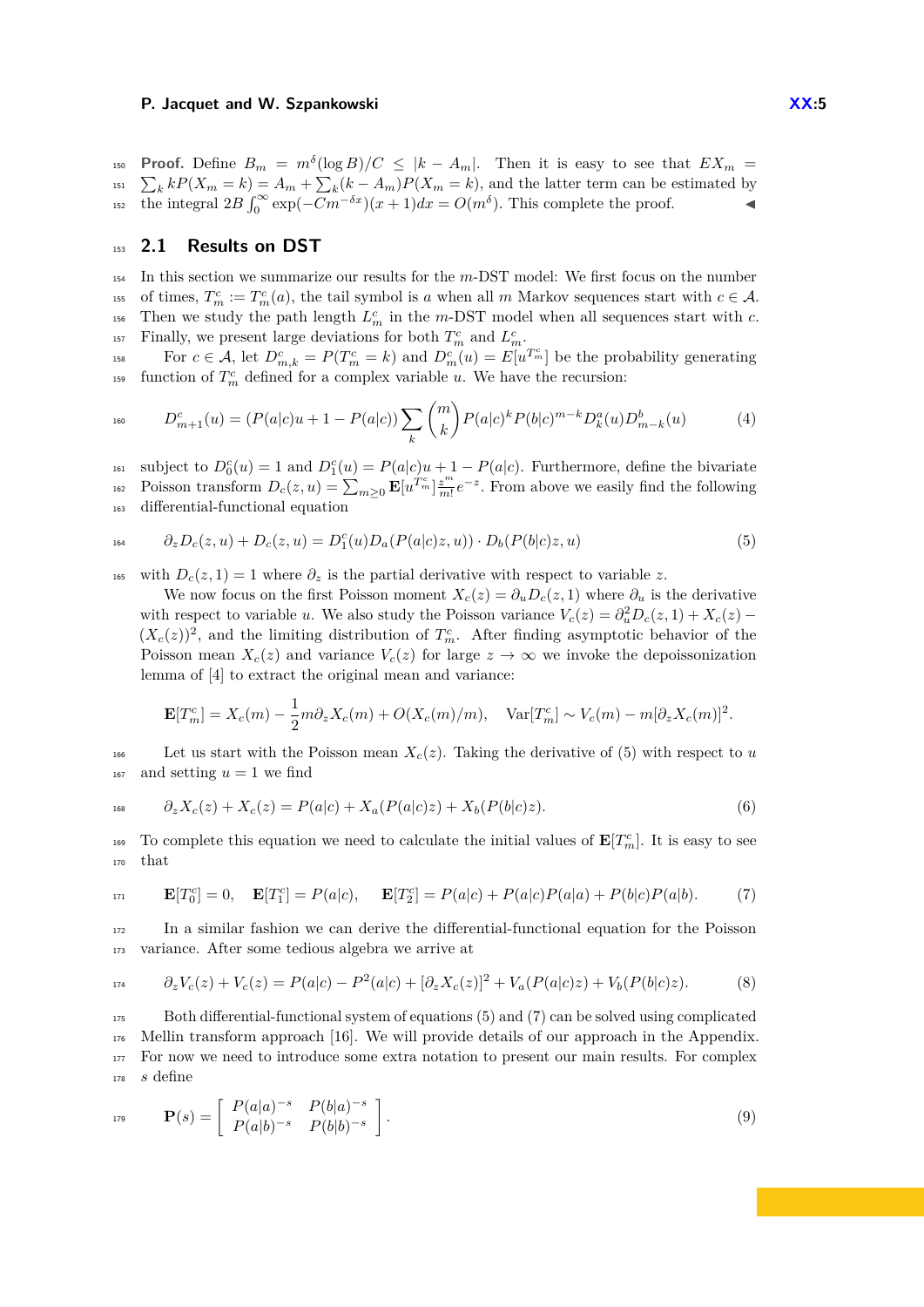**Proof.** Define $B_m = m^\delta(\log B)/C \leq |k - A_m|$. Then it is easy to see that $EX_m = \sum_k kP(X_m = k) = A_m + \sum_k (k - A_m)P(X_m = k)$, and the latter term can be estimated by the integral $2B\int_0^\infty \exp(-Cm^{-\delta x})(x+1)dx = O(m^\delta)$. This complete the proof. ◀

## 2.1 Results on DST

In this section we summarize our results for the $m$-DST model: We first focus on the number of times, $T_m^c := T_m^c(a)$, the tail symbol is $a$ when all $m$ Markov sequences start with $c \in \mathcal{A}$. Then we study the path length $L_m^c$ in the $m$-DST model when all sequences start with $c$. Finally, we present large deviations for both $T_m^c$ and $L_m^c$.

For $c \in \mathcal{A}$, let $D_{m,k}^c = P(T_m^c = k)$ and $D_m^c(u) = E[u^{T_m^c}]$ be the probability generating function of $T_m^c$ defined for a complex variable $u$. We have the recursion:

$$D_{m+1}^c(u) = (P(a|c)u + 1 - P(a|c)) \sum_k \binom{m}{k} P(a|c)^k P(b|c)^{m-k} D_k^a(u) D_{m-k}^b(u) \tag{4}$$

subject to $D_0^c(u) = 1$ and $D_1^c(u) = P(a|c)u + 1 - P(a|c)$. Furthermore, define the bivariate Poisson transform $D_c(z,u) = \sum_{m\geq 0} \mathbf{E}[u^{T_m^c}] \frac{z^m}{m!} e^{-z}$. From above we easily find the following differential-functional equation

$$\partial_z D_c(z,u) + D_c(z,u) = D_1^c(u) D_a(P(a|c)z, u)) \cdot D_b(P(b|c)z, u) \tag{5}$$

with $D_c(z,1) = 1$ where $\partial_z$ is the partial derivative with respect to variable $z$.

We now focus on the first Poisson moment $X_c(z) = \partial_u D_c(z,1)$ where $\partial_u$ is the derivative with respect to variable $u$. We also study the Poisson variance $V_c(z) = \partial_u^2 D_c(z,1) + X_c(z) - (X_c(z))^2$, and the limiting distribution of $T_m^c$. After finding asymptotic behavior of the Poisson mean $X_c(z)$ and variance $V_c(z)$ for large $z \to \infty$ we invoke the depoissonization lemma of [4] to extract the original mean and variance:

$$\mathbf{E}[T_m^c] = X_c(m) - \frac{1}{2} m \partial_z X_c(m) + O(X_c(m)/m), \quad \mathrm{Var}[T_m^c] \sim V_c(m) - m[\partial_z X_c(m)]^2.$$

Let us start with the Poisson mean $X_c(z)$. Taking the derivative of (5) with respect to $u$ and setting $u = 1$ we find

$$\partial_z X_c(z) + X_c(z) = P(a|c) + X_a(P(a|c)z) + X_b(P(b|c)z). \tag{6}$$

To complete this equation we need to calculate the initial values of $\mathbf{E}[T_m^c]$. It is easy to see that

$$\mathbf{E}[T_0^c] = 0, \quad \mathbf{E}[T_1^c] = P(a|c), \quad \mathbf{E}[T_2^c] = P(a|c) + P(a|c)P(a|a) + P(b|c)P(a|b). \tag{7}$$

In a similar fashion we can derive the differential-functional equation for the Poisson variance. After some tedious algebra we arrive at

$$\partial_z V_c(z) + V_c(z) = P(a|c) - P^2(a|c) + [\partial_z X_c(z)]^2 + V_a(P(a|c)z) + V_b(P(b|c)z). \tag{8}$$

Both differential-functional system of equations (5) and (7) can be solved using complicated Mellin transform approach [16]. We will provide details of our approach in the Appendix. For now we need to introduce some extra notation to present our main results. For complex $s$ define

$$\mathbf{P}(s) = \begin{bmatrix} P(a|a)^{-s} & P(b|a)^{-s} \\ P(a|b)^{-s} & P(b|b)^{-s} \end{bmatrix}. \tag{9}$$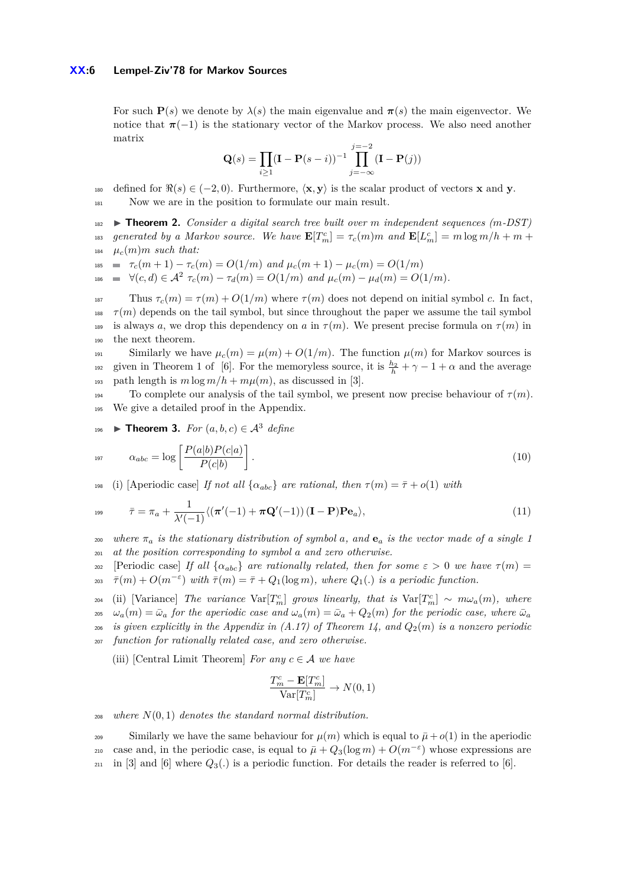For such $\mathbf{P}(s)$ we denote by $\lambda(s)$ the main eigenvalue and $\boldsymbol{\pi}(s)$ the main eigenvector. We notice that $\boldsymbol{\pi}(-1)$ is the stationary vector of the Markov process. We also need another matrix

$$\mathbf{Q}(s) = \prod_{i\geq 1}(\mathbf{I} - \mathbf{P}(s-i))^{-1} \prod_{j=-\infty}^{j=-2} (\mathbf{I} - \mathbf{P}(j))$$

defined for $\Re(s) \in (-2, 0)$. Furthermore, $\langle \mathbf{x}, \mathbf{y} \rangle$ is the scalar product of vectors $\mathbf{x}$ and $\mathbf{y}$.

Now we are in the position to formulate our main result.

▶ **Theorem 2.** *Consider a digital search tree built over $m$ independent sequences (m-DST) generated by a Markov source. We have $\mathbf{E}[T_m^c] = \tau_c(m)m$ and $\mathbf{E}[L_m^c] = m \log m/h + m + \mu_c(m)m$ such that:*

- $\tau_c(m+1) - \tau_c(m) = O(1/m)$ *and* $\mu_c(m+1) - \mu_c(m) = O(1/m)$
- $\forall (c,d) \in \mathcal{A}^2$ $\tau_c(m) - \tau_d(m) = O(1/m)$ *and* $\mu_c(m) - \mu_d(m) = O(1/m)$.

Thus $\tau_c(m) = \tau(m) + O(1/m)$ where $\tau(m)$ does not depend on initial symbol $c$. In fact, $\tau(m)$ depends on the tail symbol, but since throughout the paper we assume the tail symbol is always $a$, we drop this dependency on $a$ in $\tau(m)$. We present precise formula on $\tau(m)$ in the next theorem.

Similarly we have $\mu_c(m) = \mu(m) + O(1/m)$. The function $\mu(m)$ for Markov sources is given in Theorem 1 of [6]. For the memoryless source, it is $\frac{h_2}{h} + \gamma - 1 + \alpha$ and the average path length is $m \log m/h + m\mu(m)$, as discussed in [3].

To complete our analysis of the tail symbol, we present now precise behaviour of $\tau(m)$. We give a detailed proof in the Appendix.

▶ **Theorem 3.** *For $(a, b, c) \in \mathcal{A}^3$ define*

$$\alpha_{abc} = \log \left[ \frac{P(a|b)P(c|a)}{P(c|b)} \right]. \tag{10}$$

(i) [Aperiodic case] *If not all $\{\alpha_{abc}\}$ are rational, then $\tau(m) = \bar{\tau} + o(1)$ with*

$$\bar{\tau} = \pi_a + \frac{1}{\lambda'(-1)} \langle (\boldsymbol{\pi}'(-1) + \boldsymbol{\pi}\mathbf{Q}'(-1)) (\mathbf{I} - \mathbf{P})\mathbf{P}\mathbf{e}_a \rangle, \tag{11}$$

*where $\pi_a$ is the stationary distribution of symbol $a$, and $\mathbf{e}_a$ is the vector made of a single 1 at the position corresponding to symbol $a$ and zero otherwise.*
[Periodic case] *If all $\{\alpha_{abc}\}$ are rationally related, then for some $\varepsilon > 0$ we have $\tau(m) = \bar{\tau}(m) + O(m^{-\varepsilon})$ with $\bar{\tau}(m) = \bar{\tau} + Q_1(\log m)$, where $Q_1(.)$ is a periodic function.*

(ii) [Variance] *The variance $\mathrm{Var}[T_m^c]$ grows linearly, that is $\mathrm{Var}[T_m^c] \sim m\omega_a(m)$, where $\omega_a(m) = \bar{\omega}_a$ for the aperiodic case and $\omega_a(m) = \bar{\omega}_a + Q_2(m)$ for the periodic case, where $\bar{\omega}_a$ is given explicitly in the Appendix in (A.17) of Theorem 14, and $Q_2(m)$ is a nonzero periodic function for rationally related case, and zero otherwise.*

(iii) [Central Limit Theorem] *For any $c \in \mathcal{A}$ we have*

$$\frac{T_m^c - \mathbf{E}[T_m^c]}{\mathrm{Var}[T_m^c]} \to N(0,1)$$

*where $N(0,1)$ denotes the standard normal distribution.*

Similarly we have the same behaviour for $\mu(m)$ which is equal to $\bar{\mu} + o(1)$ in the aperiodic case and, in the periodic case, is equal to $\bar{\mu} + Q_3(\log m) + O(m^{-\varepsilon})$ whose expressions are in [3] and [6] where $Q_3(.)$ is a periodic function. For details the reader is referred to [6].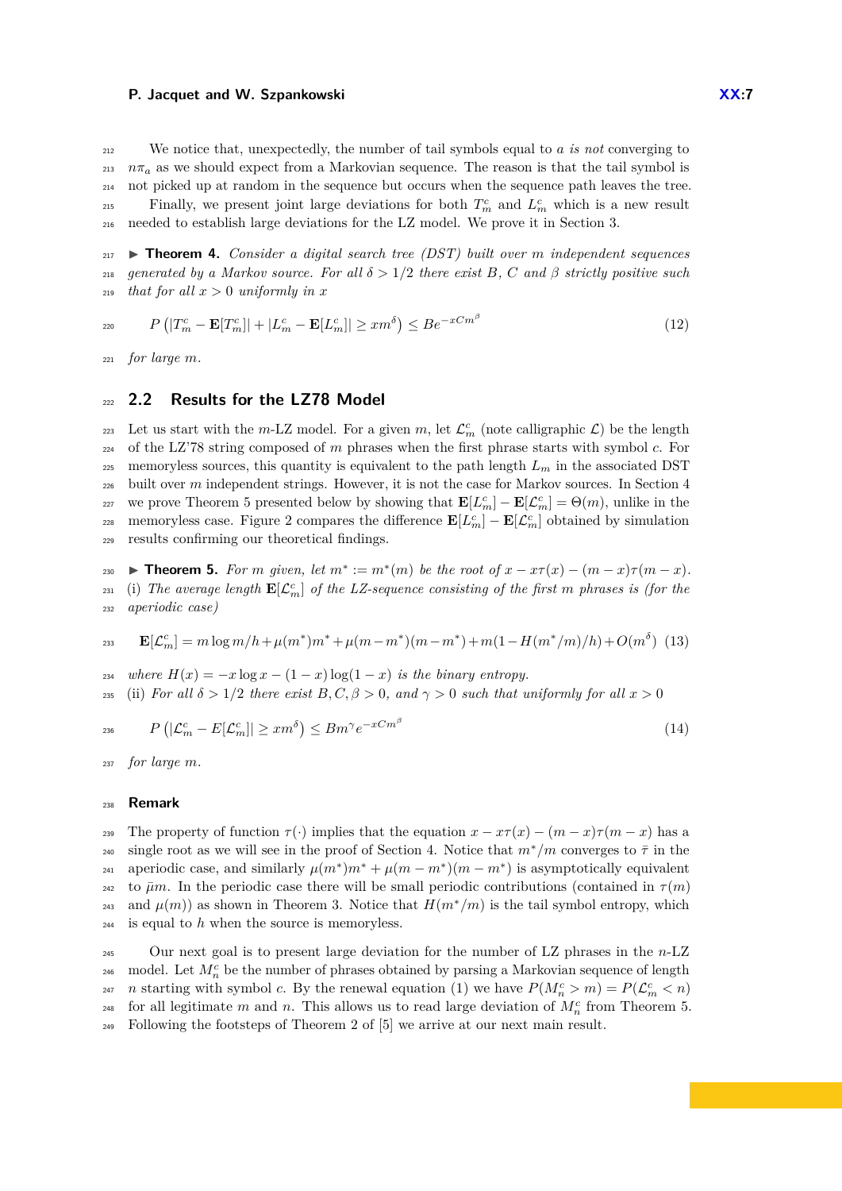We notice that, unexpectedly, the number of tail symbols equal to $a$ *is not* converging to $n\pi_a$ as we should expect from a Markovian sequence. The reason is that the tail symbol is not picked up at random in the sequence but occurs when the sequence path leaves the tree.

Finally, we present joint large deviations for both $T^c_m$ and $L^c_m$ which is a new result needed to establish large deviations for the LZ model. We prove it in Section 3.

▶ **Theorem 4.** *Consider a digital search tree (DST) built over $m$ independent sequences generated by a Markov source. For all $\delta > 1/2$ there exist $B$, $C$ and $\beta$ strictly positive such that for all $x > 0$ uniformly in $x$*

$$P\left(|T^c_m - \mathbf{E}[T^c_m]| + |L^c_m - \mathbf{E}[L^c_m]| \geq xm^\delta\right) \leq Be^{-xCm^\beta} \tag{12}$$

*for large $m$.*

## 2.2 Results for the LZ78 Model

Let us start with the $m$-LZ model. For a given $m$, let $\mathcal{L}^c_m$ (note calligraphic $\mathcal{L}$) be the length of the LZ'78 string composed of $m$ phrases when the first phrase starts with symbol $c$. For memoryless sources, this quantity is equivalent to the path length $L_m$ in the associated DST built over $m$ independent strings. However, it is not the case for Markov sources. In Section 4 we prove Theorem 5 presented below by showing that $\mathbf{E}[L^c_m] - \mathbf{E}[\mathcal{L}^c_m] = \Theta(m)$, unlike in the memoryless case. Figure 2 compares the difference $\mathbf{E}[L^c_m] - \mathbf{E}[\mathcal{L}^c_m]$ obtained by simulation results confirming our theoretical findings.

▶ **Theorem 5.** *For $m$ given, let $m^* := m^*(m)$ be the root of $x - x\tau(x) - (m-x)\tau(m-x)$.*
*(i) The average length $\mathbf{E}[\mathcal{L}^c_m]$ of the LZ-sequence consisting of the first $m$ phrases is (for the aperiodic case)*

$$\mathbf{E}[\mathcal{L}^c_m] = m\log m/h + \mu(m^*)m^* + \mu(m-m^*)(m-m^*) + m(1 - H(m^*/m)/h) + O(m^\delta) \tag{13}$$

*where $H(x) = -x\log x - (1-x)\log(1-x)$ is the binary entropy.*
*(ii) For all $\delta > 1/2$ there exist $B, C, \beta > 0$, and $\gamma > 0$ such that uniformly for all $x > 0$*

$$P\left(|\mathcal{L}^c_m - E[\mathcal{L}^c_m]| \geq xm^\delta\right) \leq Bm^\gamma e^{-xCm^\beta} \tag{14}$$

*for large $m$.*

### Remark

The property of function $\tau(\cdot)$ implies that the equation $x - x\tau(x) - (m-x)\tau(m-x)$ has a single root as we will see in the proof of Section 4. Notice that $m^*/m$ converges to $\bar{\tau}$ in the aperiodic case, and similarly $\mu(m^*)m^* + \mu(m-m^*)(m-m^*)$ is asymptotically equivalent to $\bar{\mu}m$. In the periodic case there will be small periodic contributions (contained in $\tau(m)$ and $\mu(m)$) as shown in Theorem 3. Notice that $H(m^*/m)$ is the tail symbol entropy, which is equal to $h$ when the source is memoryless.

Our next goal is to present large deviation for the number of LZ phrases in the $n$-LZ model. Let $M^c_n$ be the number of phrases obtained by parsing a Markovian sequence of length $n$ starting with symbol $c$. By the renewal equation (1) we have $P(M^c_n > m) = P(\mathcal{L}^c_m < n)$ for all legitimate $m$ and $n$. This allows us to read large deviation of $M^c_n$ from Theorem 5. Following the footsteps of Theorem 2 of [5] we arrive at our next main result.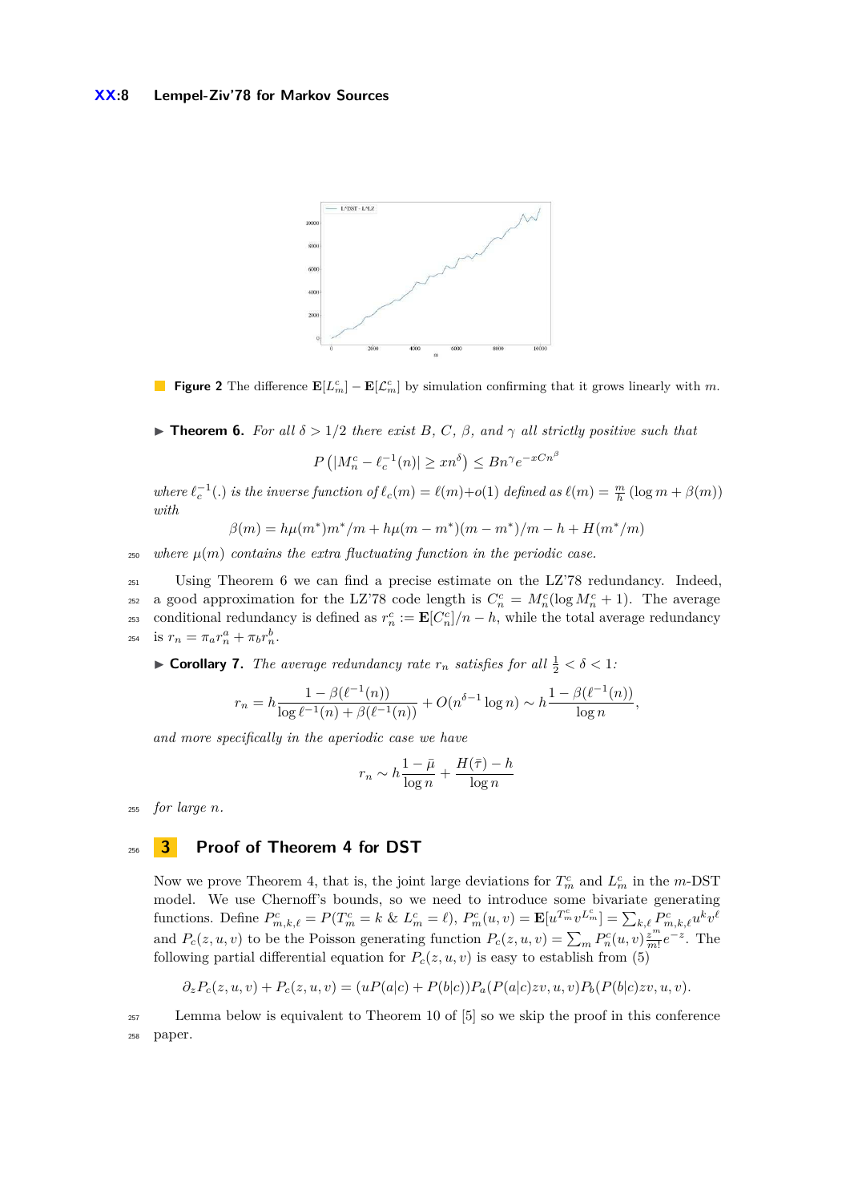**Figure 2** The difference $\mathbf{E}[L^c_m] - \mathbf{E}[\mathcal{L}^c_m]$ by simulation confirming that it grows linearly with $m$.

▶ **Theorem 6.** *For all $\delta > 1/2$ there exist $B$, $C$, $\beta$, and $\gamma$ all strictly positive such that*

$$P\left(|M^c_n - \ell_c^{-1}(n)| \geq xn^{\delta}\right) \leq Bn^{\gamma}e^{-xCn^{\beta}}$$

*where $\ell_c^{-1}(.)$ is the inverse function of $\ell_c(m) = \ell(m) + o(1)$ defined as $\ell(m) = \frac{m}{h}(\log m + \beta(m))$ with*

$$\beta(m) = h\mu(m^*)m^*/m + h\mu(m - m^*)(m - m^*)/m - h + H(m^*/m)$$

*where $\mu(m)$ contains the extra fluctuating function in the periodic case.*

Using Theorem 6 we can find a precise estimate on the LZ'78 redundancy. Indeed, a good approximation for the LZ'78 code length is $C^c_n = M^c_n(\log M^c_n + 1)$. The average conditional redundancy is defined as $r^c_n := \mathbf{E}[C^c_n]/n - h$, while the total average redundancy is $r_n = \pi_a r^a_n + \pi_b r^b_n$.

▶ **Corollary 7.** *The average redundancy rate $r_n$ satisfies for all $\frac{1}{2} < \delta < 1$:*

$$r_n = h\frac{1 - \beta(\ell^{-1}(n))}{\log \ell^{-1}(n) + \beta(\ell^{-1}(n))} + O(n^{\delta - 1}\log n) \sim h\frac{1 - \beta(\ell^{-1}(n))}{\log n},$$

*and more specifically in the aperiodic case we have*

$$r_n \sim h\frac{1 - \bar{\mu}}{\log n} + \frac{H(\bar{\tau}) - h}{\log n}$$

*for large $n$.*

## 3 Proof of Theorem 4 for DST

Now we prove Theorem 4, that is, the joint large deviations for $T^c_m$ and $L^c_m$ in the $m$-DST model. We use Chernoff's bounds, so we need to introduce some bivariate generating functions. Define $P^c_{m,k,\ell} = P(T^c_m = k \,\&\, L^c_m = \ell)$, $P^c_m(u, v) = \mathbf{E}[u^{T^c_m}v^{L^c_m}] = \sum_{k,\ell} P^c_{m,k,\ell}u^k v^\ell$ and $P_c(z, u, v)$ to be the Poisson generating function $P_c(z, u, v) = \sum_m P^c_n(u, v)\frac{z^m}{m!}e^{-z}$. The following partial differential equation for $P_c(z, u, v)$ is easy to establish from (5)

$$\partial_z P_c(z, u, v) + P_c(z, u, v) = (uP(a|c) + P(b|c))P_a(P(a|c)zv, u, v)P_b(P(b|c)zv, u, v).$$

Lemma below is equivalent to Theorem 10 of [5] so we skip the proof in this conference paper.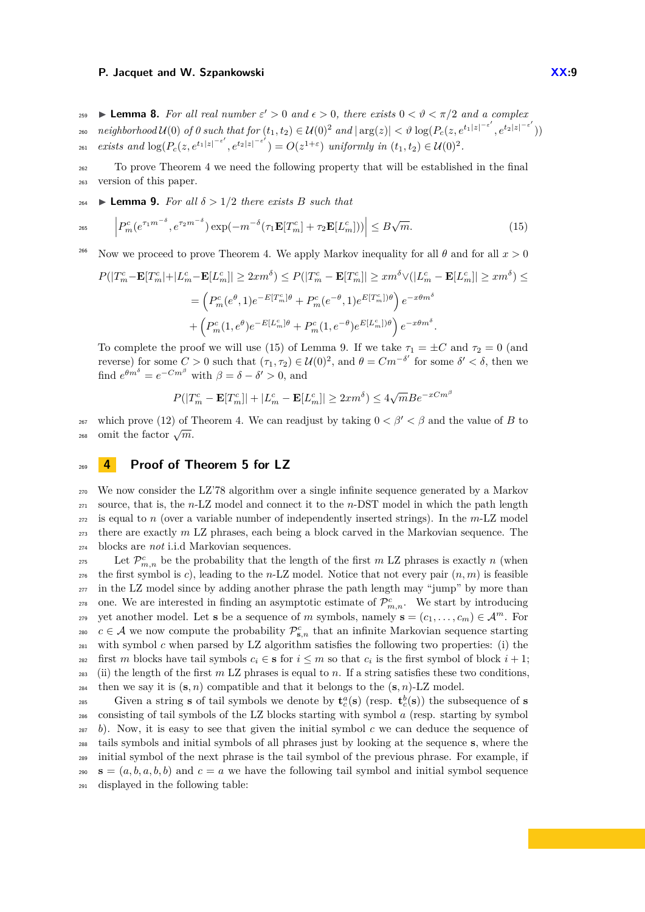▶ **Lemma 8.** *For all real number $\varepsilon' > 0$ and $\epsilon > 0$, there exists $0 < \vartheta < \pi/2$ and a complex neighborhood $\mathcal{U}(0)$ of 0 such that for $(t_1, t_2) \in \mathcal{U}(0)^2$ and $|\arg(z)| < \vartheta$ $\log(P_c(z, e^{t_1|z|^{-\varepsilon'}}, e^{t_2|z|^{-\varepsilon'}}))$ exists and $\log(P_c(z, e^{t_1|z|^{-\varepsilon'}}, e^{t_2|z|^{-\varepsilon'}}) = O(z^{1+\varepsilon})$ uniformly in $(t_1, t_2) \in \mathcal{U}(0)^2$.*

To prove Theorem 4 we need the following property that will be established in the final version of this paper.

▶ **Lemma 9.** *For all $\delta > 1/2$ there exists $B$ such that*

$$\left| P_m^c(e^{\tau_1 m^{-\delta}}, e^{\tau_2 m^{-\delta}}) \exp(-m^{-\delta}(\tau_1 \mathbf{E}[T_m^c] + \tau_2 \mathbf{E}[L_m^c])) \right| \leq B\sqrt{m}. \tag{15}$$

Now we proceed to prove Theorem 4. We apply Markov inequality for all $\theta$ and for all $x > 0$

$$P(|T_m^c - \mathbf{E}[T_m^c| + |L_m^c - \mathbf{E}[L_m^c]| \geq 2xm^\delta) \leq P(|T_m^c - \mathbf{E}[T_m^c]| \geq xm^\delta \vee (|L_m^c - \mathbf{E}[L_m^c]| \geq xm^\delta) \leq$$

$$= \left( P_m^c(e^\theta, 1)e^{-E[T_m^c]\theta} + P_m^c(e^{-\theta}, 1)e^{E[T_m^c])\theta} \right) e^{-x\theta m^\delta}$$

$$+ \left( P_m^c(1, e^\theta)e^{-E[L_m^c]\theta} + P_m^c(1, e^{-\theta})e^{E[L_m^c])\theta} \right) e^{-x\theta m^\delta}.$$

To complete the proof we will use (15) of Lemma 9. If we take $\tau_1 = \pm C$ and $\tau_2 = 0$ (and reverse) for some $C > 0$ such that $(\tau_1, \tau_2) \in \mathcal{U}(0)^2$, and $\theta = Cm^{-\delta'}$ for some $\delta' < \delta$, then we find $e^{\theta m^\delta} = e^{-Cm^\beta}$ with $\beta = \delta - \delta' > 0$, and

$$P(|T_m^c - \mathbf{E}[T_m^c]| + |L_m^c - \mathbf{E}[L_m^c]| \geq 2xm^\delta) \leq 4\sqrt{m}Be^{-xCm^\beta}$$

which prove (12) of Theorem 4. We can readjust by taking $0 < \beta' < \beta$ and the value of $B$ to omit the factor $\sqrt{m}$.

## 4 Proof of Theorem 5 for LZ

We now consider the LZ'78 algorithm over a single infinite sequence generated by a Markov source, that is, the $n$-LZ model and connect it to the $n$-DST model in which the path length is equal to $n$ (over a variable number of independently inserted strings). In the $m$-LZ model there are exactly $m$ LZ phrases, each being a block carved in the Markovian sequence. The blocks are *not* i.i.d Markovian sequences.

Let $\mathcal{P}_{m,n}^c$ be the probability that the length of the first $m$ LZ phrases is exactly $n$ (when the first symbol is $c$), leading to the $n$-LZ model. Notice that not every pair $(n, m)$ is feasible in the LZ model since by adding another phrase the path length may "jump" by more than one. We are interested in finding an asymptotic estimate of $\mathcal{P}_{m,n}^c$. We start by introducing yet another model. Let $\mathbf{s}$ be a sequence of $m$ symbols, namely $\mathbf{s} = (c_1, \ldots, c_m) \in \mathcal{A}^m$. For $c \in \mathcal{A}$ we now compute the probability $\mathcal{P}_{\mathbf{s},n}^c$ that an infinite Markovian sequence starting with symbol $c$ when parsed by LZ algorithm satisfies the following two properties: (i) the first $m$ blocks have tail symbols $c_i \in \mathbf{s}$ for $i \leq m$ so that $c_i$ is the first symbol of block $i+1$; (ii) the length of the first $m$ LZ phrases is equal to $n$. If a string satisfies these two conditions, then we say it is $(\mathbf{s}, n)$ compatible and that it belongs to the $(\mathbf{s}, n)$-LZ model.

Given a string $\mathbf{s}$ of tail symbols we denote by $\mathbf{t}_c^a(\mathbf{s})$ (resp. $\mathbf{t}_c^b(\mathbf{s})$) the subsequence of $\mathbf{s}$ consisting of tail symbols of the LZ blocks starting with symbol $a$ (resp. starting by symbol $b$). Now, it is easy to see that given the initial symbol $c$ we can deduce the sequence of tails symbols and initial symbols of all phrases just by looking at the sequence $\mathbf{s}$, where the initial symbol of the next phrase is the tail symbol of the previous phrase. For example, if $\mathbf{s} = (a, b, a, b, b)$ and $c = a$ we have the following tail symbol and initial symbol sequence displayed in the following table: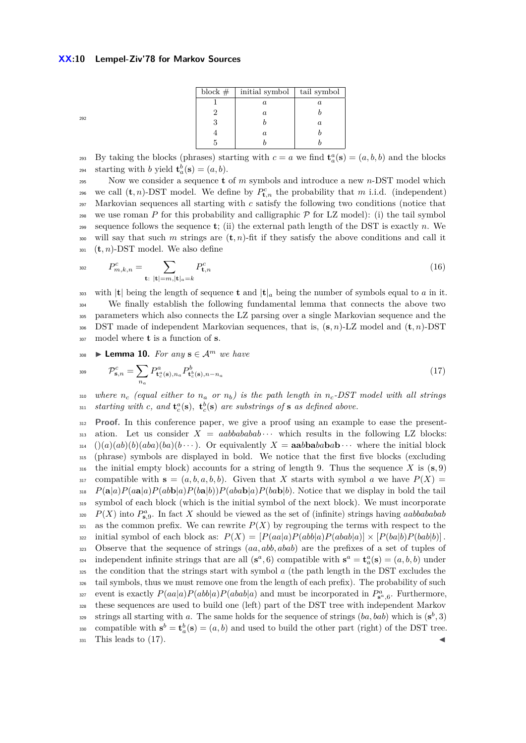| block # | initial symbol | tail symbol |
|---|---|---|
| 1 | $a$ | $a$ |
| 2 | $a$ | $b$ |
| 3 | $b$ | $a$ |
| 4 | $a$ | $b$ |
| 5 | $b$ | $b$ |

By taking the blocks (phrases) starting with $c = a$ we find $\mathbf{t}_a^a(\mathbf{s}) = (a, b, b)$ and the blocks starting with $b$ yield $\mathbf{t}_a^b(\mathbf{s}) = (a, b)$.

Now we consider a sequence $\mathbf{t}$ of $m$ symbols and introduce a new $n$-DST model which we call $(\mathbf{t}, n)$-DST model. We define by $P_{\mathbf{t},n}^c$ the probability that $m$ i.i.d. (independent) Markovian sequences all starting with $c$ satisfy the following two conditions (notice that we use roman $P$ for this probability and calligraphic $\mathcal{P}$ for LZ model): (i) the tail symbol sequence follows the sequence $\mathbf{t}$; (ii) the external path length of the DST is exactly $n$. We will say that such $m$ strings are $(\mathbf{t}, n)$-fit if they satisfy the above conditions and call it $(\mathbf{t}, n)$-DST model. We also define

$$P_{m,k,n}^c = \sum_{\mathbf{t}:\ |\mathbf{t}|=m, |\mathbf{t}|_a=k} P_{\mathbf{t},n}^c \tag{16}$$

with $|\mathbf{t}|$ being the length of sequence $\mathbf{t}$ and $|\mathbf{t}|_a$ being the number of symbols equal to $a$ in it.

We finally establish the following fundamental lemma that connects the above two parameters which also connects the LZ parsing over a single Markovian sequence and the DST made of independent Markovian sequences, that is, $(\mathbf{s}, n)$-LZ model and $(\mathbf{t}, n)$-DST model where $\mathbf{t}$ is a function of $\mathbf{s}$.

► **Lemma 10.** *For any* $\mathbf{s} \in \mathcal{A}^m$ *we have*

$$\mathcal{P}_{\mathbf{s},n}^c = \sum_{n_a} P_{\mathbf{t}_c^a(\mathbf{s}),n_a}^a P_{\mathbf{t}_c^b(\mathbf{s}),n-n_a}^b \tag{17}$$

*where $n_c$ (equal either to $n_a$ or $n_b$) is the path length in $n_c$-DST model with all strings starting with $c$, and $\mathbf{t}_c^a(\mathbf{s})$, $\mathbf{t}_c^b(\mathbf{s})$ are substrings of $\mathbf{s}$ as defined above.*

**Proof.** In this conference paper, we give a proof using an example to ease the presentation. Let us consider $X = aabbababab\cdots$ which results in the following LZ blocks: $()(a)(ab)(b)(aba)(ba)(b\cdots)$. Or equivalently $X = \mathbf{aa}b\mathbf{ba}ba\mathbf{b}a\mathbf{b}\cdots$ where the initial block (phrase) symbols are displayed in bold. We notice that the first five blocks (excluding the initial empty block) accounts for a string of length 9. Thus the sequence $X$ is $(\mathbf{s}, 9)$ compatible with $\mathbf{s} = (a, b, a, b, b)$. Given that $X$ starts with symbol $a$ we have $P(X) = P(\mathbf{a}|a)P(a\mathbf{a}|a)P(ab\mathbf{b}|a)P(b\mathbf{a}|b))P(aba\mathbf{b}|a)P(ba\mathbf{b}|b)$. Notice that we display in bold the tail symbol of each block (which is the initial symbol of the next block). We must incorporate $P(X)$ into $P_{\mathbf{s},9}^a$. In fact $X$ should be viewed as the set of (infinite) strings having $aabbababab$ as the common prefix. We can rewrite $P(X)$ by regrouping the terms with respect to the initial symbol of each block as: $P(X) = [P(aa|a)P(abb|a)P(abab|a)] \times [P(ba|b)P(bab|b)]$. Observe that the sequence of strings $(aa, abb, abab)$ are the prefixes of a set of tuples of independent infinite strings that are all $(\mathbf{s}^a, 6)$ compatible with $\mathbf{s}^a = \mathbf{t}_a^a(\mathbf{s}) = (a, b, b)$ under the condition that the strings start with symbol $a$ (the path length in the DST excludes the tail symbols, thus we must remove one from the length of each prefix). The probability of such event is exactly $P(aa|a)P(abb|a)P(abab|a)$ and must be incorporated in $P_{\mathbf{s}^a,6}^a$. Furthermore, these sequences are used to build one (left) part of the DST tree with independent Markov strings all starting with $a$. The same holds for the sequence of strings $(ba, bab)$ which is $(\mathbf{s}^b, 3)$ compatible with $\mathbf{s}^b = \mathbf{t}_a^b(\mathbf{s}) = (a, b)$ and used to build the other part (right) of the DST tree. This leads to (17). ◄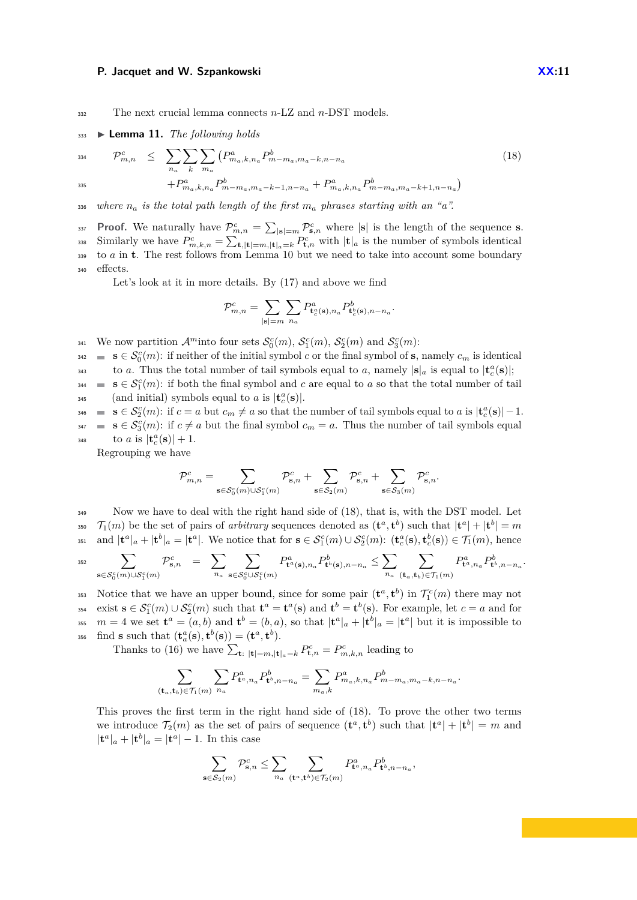The next crucial lemma connects $n$-LZ and $n$-DST models.

▶ **Lemma 11.** *The following holds*

$$\mathcal{P}^c_{m,n} \leq \sum_{n_a}\sum_{k}\sum_{m_a}\left(P^a_{m_a,k,n_a}P^b_{m-m_a,m_a-k,n-n_a} + P^a_{m_a,k,n_a}P^b_{m-m_a,m_a-k-1,n-n_a} + P^a_{m_a,k,n_a}P^b_{m-m_a,m_a-k+1,n-n_a}\right) \tag{18}$$

*where $n_a$ is the total path length of the first $m_a$ phrases starting with an "a".*

**Proof.** We naturally have $\mathcal{P}^c_{m,n} = \sum_{|\mathbf{s}|=m}\mathcal{P}^c_{\mathbf{s},n}$ where $|\mathbf{s}|$ is the length of the sequence $\mathbf{s}$. Similarly we have $P^c_{m,k,n} = \sum_{\mathbf{t},|\mathbf{t}|=m,|\mathbf{t}|_a=k}P^c_{\mathbf{t},n}$ with $|\mathbf{t}|_a$ is the number of symbols identical to $a$ in $\mathbf{t}$. The rest follows from Lemma 10 but we need to take into account some boundary effects.

Let's look at it in more details. By (17) and above we find

$$\mathcal{P}^c_{m,n} = \sum_{|\mathbf{s}|=m}\sum_{n_a}P^a_{\mathbf{t}^a_c(\mathbf{s}),n_a}P^b_{\mathbf{t}^b_c(\mathbf{s}),n-n_a}.$$

We now partition $\mathcal{A}^m$into four sets $\mathcal{S}^c_0(m)$, $\mathcal{S}^c_1(m)$, $\mathcal{S}^c_2(m)$ and $\mathcal{S}^c_3(m)$:

- $\mathbf{s} \in \mathcal{S}^c_0(m)$: if neither of the initial symbol $c$ or the final symbol of $\mathbf{s}$, namely $c_m$ is identical to $a$. Thus the total number of tail symbols equal to $a$, namely $|\mathbf{s}|_a$ is equal to $|\mathbf{t}^a_c(\mathbf{s})|$;
- $\mathbf{s} \in \mathcal{S}^c_1(m)$: if both the final symbol and $c$ are equal to $a$ so that the total number of tail (and initial) symbols equal to $a$ is $|\mathbf{t}^a_c(\mathbf{s})|$.
- $\mathbf{s} \in \mathcal{S}^c_2(m)$: if $c = a$ but $c_m \neq a$ so that the number of tail symbols equal to $a$ is $|\mathbf{t}^a_c(\mathbf{s})| - 1$.
- $\mathbf{s} \in \mathcal{S}^c_3(m)$: if $c \neq a$ but the final symbol $c_m = a$. Thus the number of tail symbols equal to $a$ is $|\mathbf{t}^a_c(\mathbf{s})| + 1$.

Regrouping we have

$$\mathcal{P}^c_{m,n} = \sum_{\mathbf{s}\in\mathcal{S}^c_0(m)\cup\mathcal{S}^c_1(m)}\mathcal{P}^c_{\mathbf{s},n} + \sum_{\mathbf{s}\in\mathcal{S}_2(m)}\mathcal{P}^c_{\mathbf{s},n} + \sum_{\mathbf{s}\in\mathcal{S}_3(m)}\mathcal{P}^c_{\mathbf{s},n}.$$

Now we have to deal with the right hand side of (18), that is, with the DST model. Let $\mathcal{T}_1(m)$ be the set of pairs of *arbitrary* sequences denoted as $(\mathbf{t}^a, \mathbf{t}^b)$ such that $|\mathbf{t}^a| + |\mathbf{t}^b| = m$ and $|\mathbf{t}^a|_a + |\mathbf{t}^b|_a = |\mathbf{t}^a|$. We notice that for $\mathbf{s} \in \mathcal{S}^c_1(m) \cup \mathcal{S}^c_2(m)$: $(\mathbf{t}^a_c(\mathbf{s}), \mathbf{t}^b_c(\mathbf{s})) \in \mathcal{T}_1(m)$, hence

$$\sum_{\mathbf{s}\in\mathcal{S}^c_0(m)\cup\mathcal{S}^c_1(m)}\mathcal{P}^c_{\mathbf{s},n} = \sum_{n_a}\sum_{\mathbf{s}\in\mathcal{S}^c_0\cup\mathcal{S}^c_1(m)}P^a_{\mathbf{t}^a(\mathbf{s}),n_a}P^b_{\mathbf{t}^b(\mathbf{s}),n-n_a} \leq \sum_{n_a}\sum_{(\mathbf{t}_a,\mathbf{t}_b)\in\mathcal{T}_1(m)}P^a_{\mathbf{t}^a,n_a}P^b_{\mathbf{t}^b,n-n_a}.$$

Notice that we have an upper bound, since for some pair $(\mathbf{t}^a, \mathbf{t}^b)$ in $\mathcal{T}^c_1(m)$ there may not exist $\mathbf{s} \in \mathcal{S}^c_1(m) \cup \mathcal{S}^c_2(m)$ such that $\mathbf{t}^a = \mathbf{t}^a(\mathbf{s})$ and $\mathbf{t}^b = \mathbf{t}^b(\mathbf{s})$. For example, let $c = a$ and for $m = 4$ we set $\mathbf{t}^a = (a, b)$ and $\mathbf{t}^b = (b, a)$, so that $|\mathbf{t}^a|_a + |\mathbf{t}^b|_a = |\mathbf{t}^a|$ but it is impossible to find $\mathbf{s}$ such that $(\mathbf{t}^a_a(\mathbf{s}), \mathbf{t}^b(\mathbf{s})) = (\mathbf{t}^a, \mathbf{t}^b)$.

Thanks to (16) we have $\sum_{\mathbf{t}:\ |\mathbf{t}|=m,|\mathbf{t}|_a=k}P^c_{\mathbf{t},n} = P^c_{m,k,n}$ leading to

$$\sum_{(\mathbf{t}_a,\mathbf{t}_b)\in\mathcal{T}_1(m)}\sum_{n_a}P^a_{\mathbf{t}^a,n_a}P^b_{\mathbf{t}^b,n-n_a} = \sum_{m_a,k}P^a_{m_a,k,n_a}P^b_{m-m_a,m_a-k,n-n_a}.$$

This proves the first term in the right hand side of (18). To prove the other two terms we introduce $\mathcal{T}_2(m)$ as the set of pairs of sequence $(\mathbf{t}^a, \mathbf{t}^b)$ such that $|\mathbf{t}^a| + |\mathbf{t}^b| = m$ and $|\mathbf{t}^a|_a + |\mathbf{t}^b|_a = |\mathbf{t}^a| - 1$. In this case

$$\sum_{\mathbf{s}\in\mathcal{S}_2(m)}\mathcal{P}^c_{\mathbf{s},n} \leq \sum_{n_a}\sum_{(\mathbf{t}^a,\mathbf{t}^b)\in\mathcal{T}_2(m)}P^a_{\mathbf{t}^a,n_a}P^b_{\mathbf{t}^b,n-n_a},$$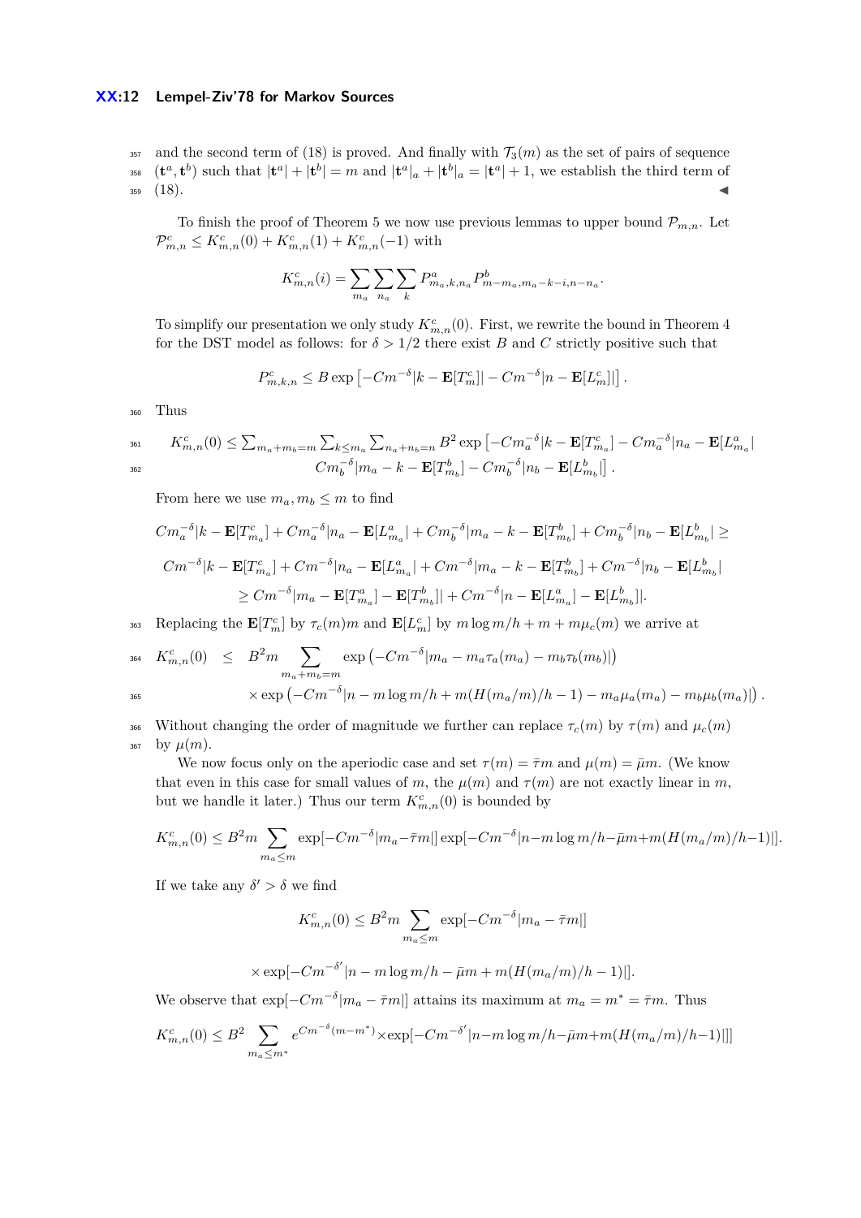and the second term of (18) is proved. And finally with $\mathcal{T}_3(m)$ as the set of pairs of sequence $(\mathbf{t}^a, \mathbf{t}^b)$ such that $|\mathbf{t}^a| + |\mathbf{t}^b| = m$ and $|\mathbf{t}^a|_a + |\mathbf{t}^b|_a = |\mathbf{t}^a| + 1$, we establish the third term of (18). ◀

To finish the proof of Theorem 5 we now use previous lemmas to upper bound $\mathcal{P}_{m,n}$. Let $\mathcal{P}^c_{m,n} \le K^c_{m,n}(0) + K^c_{m,n}(1) + K^c_{m,n}(-1)$ with

$$K^c_{m,n}(i) = \sum_{m_a} \sum_{n_a} \sum_{k} P^a_{m_a,k,n_a} P^b_{m-m_a,m_a-k-i,n-n_a}.$$

To simplify our presentation we only study $K^c_{m,n}(0)$. First, we rewrite the bound in Theorem 4 for the DST model as follows: for $\delta > 1/2$ there exist $B$ and $C$ strictly positive such that

$$P^c_{m,k,n} \le B \exp\left[-Cm^{-\delta}|k - \mathbf{E}[T^c_m]| - Cm^{-\delta}|n - \mathbf{E}[L^c_m]|\right].$$

Thus

$$K^c_{m,n}(0) \le \textstyle\sum_{m_a+m_b=m} \sum_{k\le m_a} \sum_{n_a+n_b=n} B^2 \exp\left[-Cm_a^{-\delta}|k - \mathbf{E}[T^c_{m_a}] - Cm_a^{-\delta}|n_a - \mathbf{E}[L^a_{m_a}|\right.$$
$$\left. Cm_b^{-\delta}|m_a - k - \mathbf{E}[T^b_{m_b}] - Cm_b^{-\delta}|n_b - \mathbf{E}[L^b_{m_b}|\right].$$

From here we use $m_a, m_b \le m$ to find

$$Cm_a^{-\delta}|k - \mathbf{E}[T^c_{m_a}] + Cm_a^{-\delta}|n_a - \mathbf{E}[L^a_{m_a}| + Cm_b^{-\delta}|m_a - k - \mathbf{E}[T^b_{m_b}] + Cm_b^{-\delta}|n_b - \mathbf{E}[L^b_{m_b}| \ge$$

$$Cm^{-\delta}|k - \mathbf{E}[T^c_{m_a}] + Cm^{-\delta}|n_a - \mathbf{E}[L^a_{m_a}| + Cm^{-\delta}|m_a - k - \mathbf{E}[T^b_{m_b}] + Cm^{-\delta}|n_b - \mathbf{E}[L^b_{m_b}|$$

$$\ge Cm^{-\delta}|m_a - \mathbf{E}[T^a_{m_a}] - \mathbf{E}[T^b_{m_b}]| + Cm^{-\delta}|n - \mathbf{E}[L^a_{m_a}] - \mathbf{E}[L^b_{m_b}]|.$$

Replacing the $\mathbf{E}[T^c_m]$ by $\tau_c(m)m$ and $\mathbf{E}[L^c_m]$ by $m \log m/h + m + m\mu_c(m)$ we arrive at

$$\begin{aligned} K^c_{m,n}(0) \quad &\le \quad B^2 m \sum_{m_a+m_b=m} \exp\left(-Cm^{-\delta}|m_a - m_a\tau_a(m_a) - m_b\tau_b(m_b)|\right) \\ &\times \exp\left(-Cm^{-\delta}|n - m\log m/h + m(H(m_a/m)/h - 1) - m_a\mu_a(m_a) - m_b\mu_b(m_a)|\right). \end{aligned}$$

Without changing the order of magnitude we further can replace $\tau_c(m)$ by $\tau(m)$ and $\mu_c(m)$ by $\mu(m)$.

We now focus only on the aperiodic case and set $\tau(m) = \bar{\tau}m$ and $\mu(m) = \bar{\mu}m$. (We know that even in this case for small values of $m$, the $\mu(m)$ and $\tau(m)$ are not exactly linear in $m$, but we handle it later.) Thus our term $K^c_{m,n}(0)$ is bounded by

$$K^c_{m,n}(0) \le B^2 m \sum_{m_a \le m} \exp[-Cm^{-\delta}|m_a - \bar{\tau}m|] \exp[-Cm^{-\delta}|n - m\log m/h - \bar{\mu}m + m(H(m_a/m)/h - 1)|].$$

If we take any $\delta' > \delta$ we find

$$K^c_{m,n}(0) \le B^2 m \sum_{m_a \le m} \exp[-Cm^{-\delta}|m_a - \bar{\tau}m|]$$

$$\times \exp[-Cm^{-\delta'}|n - m\log m/h - \bar{\mu}m + m(H(m_a/m)/h - 1)|].$$

We observe that $\exp[-Cm^{-\delta}|m_a - \bar{\tau}m|]$ attains its maximum at $m_a = m^* = \bar{\tau}m$. Thus

$$K^c_{m,n}(0) \le B^2 \sum_{m_a \le m^*} e^{Cm^{-\delta}(m-m^*)} \times \exp[-Cm^{-\delta'}|n - m\log m/h - \bar{\mu}m + m(H(m_a/m)/h - 1)|]]$$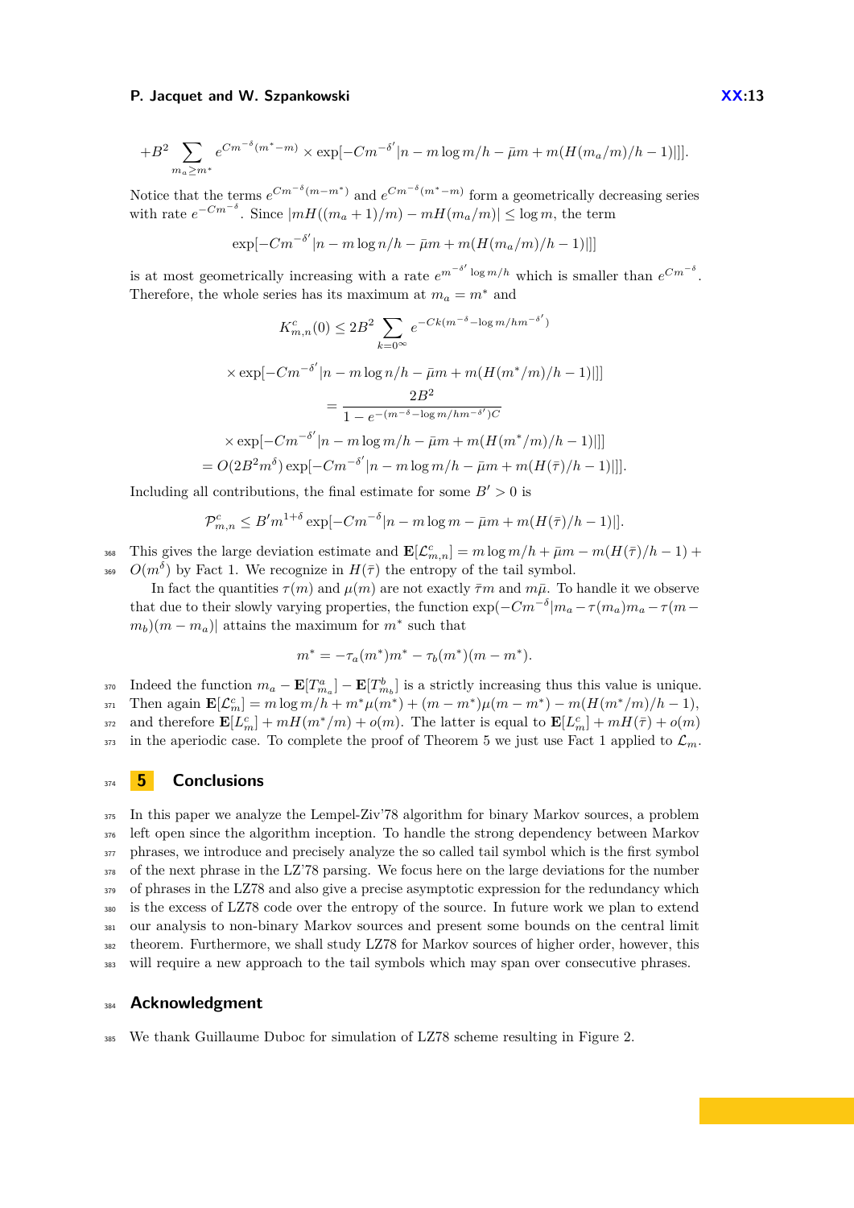$$+B^2 \sum_{m_a \geq m^*} e^{Cm^{-\delta}(m^*-m)} \times \exp[-Cm^{-\delta'}|n - m\log m/h - \bar{\mu}m + m(H(m_a/m)/h - 1)|]].$$

Notice that the terms $e^{Cm^{-\delta}(m-m^*)}$ and $e^{Cm^{-\delta}(m^*-m)}$ form a geometrically decreasing series with rate $e^{-Cm^{-\delta}}$. Since $|mH((m_a+1)/m) - mH(m_a/m)| \leq \log m$, the term

$$\exp[-Cm^{-\delta'}|n - m\log n/h - \bar{\mu}m + m(H(m_a/m)/h - 1)|]]$$

is at most geometrically increasing with a rate $e^{m^{-\delta'}\log m/h}$ which is smaller than $e^{Cm^{-\delta}}$. Therefore, the whole series has its maximum at $m_a = m^*$ and

$$K^c_{m,n}(0) \leq 2B^2 \sum_{k=0^\infty} e^{-Ck(m^{-\delta} - \log m/hm^{-\delta'})}$$

$$\times \exp[-Cm^{-\delta'}|n - m\log n/h - \bar{\mu}m + m(H(m^*/m)/h - 1)|]]$$

$$= \frac{2B^2}{1 - e^{-(m^{-\delta} - \log m/hm^{-\delta'})C}}$$

$$\times \exp[-Cm^{-\delta'}|n - m\log m/h - \bar{\mu}m + m(H(m^*/m)/h - 1)|]]$$

$$= O(2B^2 m^{\delta}) \exp[-Cm^{-\delta'}|n - m\log m/h - \bar{\mu}m + m(H(\bar{\tau})/h - 1)|]].$$

Including all contributions, the final estimate for some $B' > 0$ is

$$\mathcal{P}^c_{m,n} \leq B' m^{1+\delta} \exp[-Cm^{-\delta}|n - m\log m - \bar{\mu}m + m(H(\bar{\tau})/h - 1)|].$$

This gives the large deviation estimate and $\mathbf{E}[\mathcal{L}^c_{m,n}] = m\log m/h + \bar{\mu}m - m(H(\bar{\tau})/h - 1) + O(m^{\delta})$ by Fact 1. We recognize in $H(\bar{\tau})$ the entropy of the tail symbol.

In fact the quantities $\tau(m)$ and $\mu(m)$ are not exactly $\bar{\tau}m$ and $m\bar{\mu}$. To handle it we observe that due to their slowly varying properties, the function $\exp(-Cm^{-\delta}|m_a - \tau(m_a)m_a - \tau(m - m_b)(m - m_a)|$ attains the maximum for $m^*$ such that

$$m^* = -\tau_a(m^*)m^* - \tau_b(m^*)(m - m^*).$$

Indeed the function $m_a - \mathbf{E}[T^a_{m_a}] - \mathbf{E}[T^b_{m_b}]$ is a strictly increasing thus this value is unique. Then again $\mathbf{E}[\mathcal{L}^c_m] = m\log m/h + m^*\mu(m^*) + (m - m^*)\mu(m - m^*) - m(H(m^*/m)/h - 1)$, and therefore $\mathbf{E}[L^c_m] + mH(m^*/m) + o(m)$. The latter is equal to $\mathbf{E}[L^c_m] + mH(\bar{\tau}) + o(m)$ in the aperiodic case. To complete the proof of Theorem 5 we just use Fact 1 applied to $\mathcal{L}_m$.

## 5 Conclusions

In this paper we analyze the Lempel-Ziv'78 algorithm for binary Markov sources, a problem left open since the algorithm inception. To handle the strong dependency between Markov phrases, we introduce and precisely analyze the so called tail symbol which is the first symbol of the next phrase in the LZ'78 parsing. We focus here on the large deviations for the number of phrases in the LZ78 and also give a precise asymptotic expression for the redundancy which is the excess of LZ78 code over the entropy of the source. In future work we plan to extend our analysis to non-binary Markov sources and present some bounds on the central limit theorem. Furthermore, we shall study LZ78 for Markov sources of higher order, however, this will require a new approach to the tail symbols which may span over consecutive phrases.

## Acknowledgment

We thank Guillaume Duboc for simulation of LZ78 scheme resulting in Figure 2.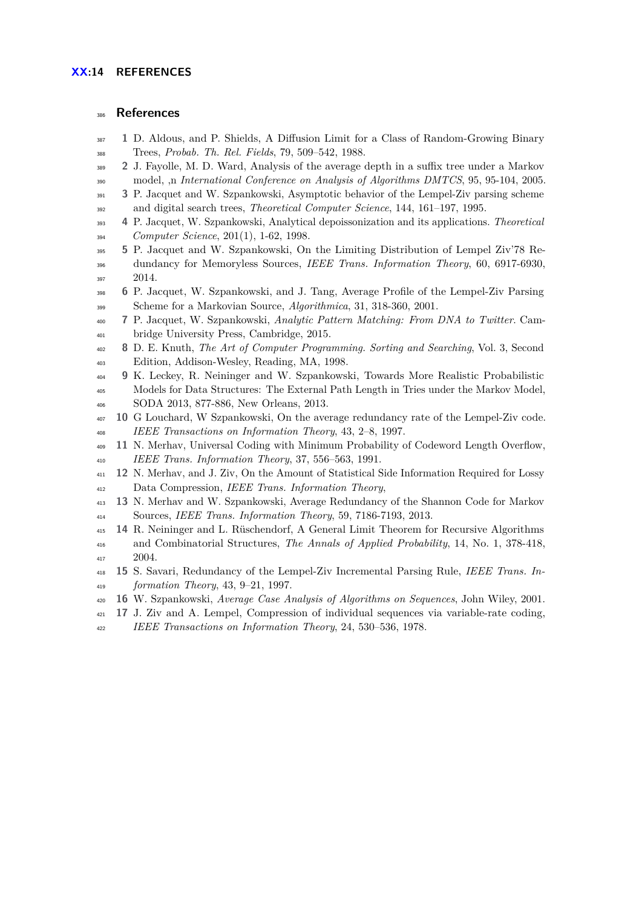## References

1. D. Aldous, and P. Shields, A Diffusion Limit for a Class of Random-Growing Binary Trees, *Probab. Th. Rel. Fields*, 79, 509–542, 1988.
2. J. Fayolle, M. D. Ward, Analysis of the average depth in a suffix tree under a Markov model, ,n *International Conference on Analysis of Algorithms DMTCS*, 95, 95-104, 2005.
3. P. Jacquet and W. Szpankowski, Asymptotic behavior of the Lempel-Ziv parsing scheme and digital search trees, *Theoretical Computer Science*, 144, 161–197, 1995.
4. P. Jacquet, W. Szpankowski, Analytical depoissonization and its applications. *Theoretical Computer Science*, 201(1), 1-62, 1998.
5. P. Jacquet and W. Szpankowski, On the Limiting Distribution of Lempel Ziv'78 Redundancy for Memoryless Sources, *IEEE Trans. Information Theory*, 60, 6917-6930, 2014.
6. P. Jacquet, W. Szpankowski, and J. Tang, Average Profile of the Lempel-Ziv Parsing Scheme for a Markovian Source, *Algorithmica*, 31, 318-360, 2001.
7. P. Jacquet, W. Szpankowski, *Analytic Pattern Matching: From DNA to Twitter*. Cambridge University Press, Cambridge, 2015.
8. D. E. Knuth, *The Art of Computer Programming. Sorting and Searching*, Vol. 3, Second Edition, Addison-Wesley, Reading, MA, 1998.
9. K. Leckey, R. Neininger and W. Szpankowski, Towards More Realistic Probabilistic Models for Data Structures: The External Path Length in Tries under the Markov Model, SODA 2013, 877-886, New Orleans, 2013.
10. G Louchard, W Szpankowski, On the average redundancy rate of the Lempel-Ziv code. *IEEE Transactions on Information Theory*, 43, 2–8, 1997.
11. N. Merhav, Universal Coding with Minimum Probability of Codeword Length Overflow, *IEEE Trans. Information Theory*, 37, 556–563, 1991.
12. N. Merhav, and J. Ziv, On the Amount of Statistical Side Information Required for Lossy Data Compression, *IEEE Trans. Information Theory*,
13. N. Merhav and W. Szpankowski, Average Redundancy of the Shannon Code for Markov Sources, *IEEE Trans. Information Theory*, 59, 7186-7193, 2013.
14. R. Neininger and L. Rüschendorf, A General Limit Theorem for Recursive Algorithms and Combinatorial Structures, *The Annals of Applied Probability*, 14, No. 1, 378-418, 2004.
15. S. Savari, Redundancy of the Lempel-Ziv Incremental Parsing Rule, *IEEE Trans. Information Theory*, 43, 9–21, 1997.
16. W. Szpankowski, *Average Case Analysis of Algorithms on Sequences*, John Wiley, 2001.
17. J. Ziv and A. Lempel, Compression of individual sequences via variable-rate coding, *IEEE Transactions on Information Theory*, 24, 530–536, 1978.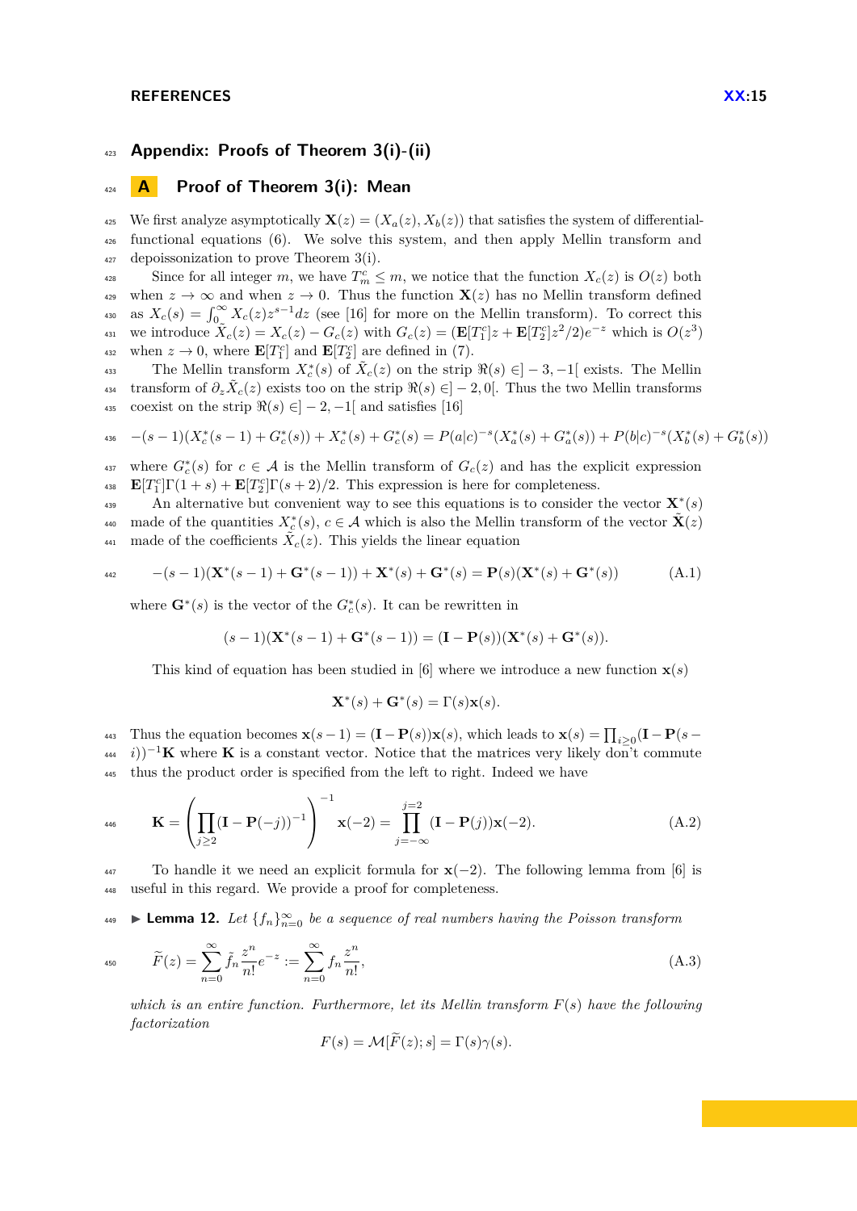# Appendix: Proofs of Theorem 3(i)-(ii)

## A Proof of Theorem 3(i): Mean

We first analyze asymptotically $\mathbf{X}(z) = (X_a(z), X_b(z))$ that satisfies the system of differential-functional equations (6). We solve this system, and then apply Mellin transform and depoissonization to prove Theorem 3(i).

Since for all integer $m$, we have $T_m^c \leq m$, we notice that the function $X_c(z)$ is $O(z)$ both when $z \to \infty$ and when $z \to 0$. Thus the function $\mathbf{X}(z)$ has no Mellin transform defined as $X_c(s) = \int_0^\infty X_c(z) z^{s-1} dz$ (see [16] for more on the Mellin transform). To correct this we introduce $\tilde{X}_c(z) = X_c(z) - G_c(z)$ with $G_c(z) = (\mathbf{E}[T_1^c]z + \mathbf{E}[T_2^c]z^2/2)e^{-z}$ which is $O(z^3)$ when $z \to 0$, where $\mathbf{E}[T_1^c]$ and $\mathbf{E}[T_2^c]$ are defined in (7).

The Mellin transform $X_c^*(s)$ of $\tilde{X}_c(z)$ on the strip $\Re(s) \in ]-3, -1[$ exists. The Mellin transform of $\partial_z \tilde{X}_c(z)$ exists too on the strip $\Re(s) \in ]-2, 0[$. Thus the two Mellin transforms coexist on the strip $\Re(s) \in ]-2, -1[$ and satisfies [16]

$$-(s-1)(X_c^*(s-1) + G_c^*(s)) + X_c^*(s) + G_c^*(s) = P(a|c)^{-s}(X_a^*(s) + G_a^*(s)) + P(b|c)^{-s}(X_b^*(s) + G_b^*(s))$$

where $G_c^*(s)$ for $c \in \mathcal{A}$ is the Mellin transform of $G_c(z)$ and has the explicit expression $\mathbf{E}[T_1^c]\Gamma(1+s) + \mathbf{E}[T_2^c]\Gamma(s+2)/2$. This expression is here for completeness.

An alternative but convenient way to see this equations is to consider the vector $\mathbf{X}^*(s)$ made of the quantities $X_c^*(s)$, $c \in \mathcal{A}$ which is also the Mellin transform of the vector $\tilde{\mathbf{X}}(z)$ made of the coefficients $\tilde{X}_c(z)$. This yields the linear equation

$$-(s-1)(\mathbf{X}^*(s-1) + \mathbf{G}^*(s-1)) + \mathbf{X}^*(s) + \mathbf{G}^*(s) = \mathbf{P}(s)(\mathbf{X}^*(s) + \mathbf{G}^*(s)) \tag{A.1}$$

where $\mathbf{G}^*(s)$ is the vector of the $G_c^*(s)$. It can be rewritten in

$$(s-1)(\mathbf{X}^*(s-1) + \mathbf{G}^*(s-1)) = (\mathbf{I} - \mathbf{P}(s))(\mathbf{X}^*(s) + \mathbf{G}^*(s)).$$

This kind of equation has been studied in [6] where we introduce a new function $\mathbf{x}(s)$

$$\mathbf{X}^*(s) + \mathbf{G}^*(s) = \Gamma(s)\mathbf{x}(s).$$

Thus the equation becomes $\mathbf{x}(s-1) = (\mathbf{I} - \mathbf{P}(s))\mathbf{x}(s)$, which leads to $\mathbf{x}(s) = \prod_{i \geq 0} (\mathbf{I} - \mathbf{P}(s-i))^{-1}\mathbf{K}$ where $\mathbf{K}$ is a constant vector. Notice that the matrices very likely don't commute thus the product order is specified from the left to right. Indeed we have

$$\mathbf{K} = \left( \prod_{j \geq 2} (\mathbf{I} - \mathbf{P}(-j))^{-1} \right)^{-1} \mathbf{x}(-2) = \prod_{j=-\infty}^{j=2} (\mathbf{I} - \mathbf{P}(j))\mathbf{x}(-2). \tag{A.2}$$

To handle it we need an explicit formula for $\mathbf{x}(-2)$. The following lemma from [6] is useful in this regard. We provide a proof for completeness.

▶ **Lemma 12.** *Let $\{f_n\}_{n=0}^\infty$ be a sequence of real numbers having the Poisson transform*

$$\widetilde{F}(z) = \sum_{n=0}^\infty \tilde{f}_n \frac{z^n}{n!} e^{-z} := \sum_{n=0}^\infty f_n \frac{z^n}{n!}, \tag{A.3}$$

*which is an entire function. Furthermore, let its Mellin transform $F(s)$ have the following factorization*

$$F(s) = \mathcal{M}[\widetilde{F}(z); s] = \Gamma(s)\gamma(s).$$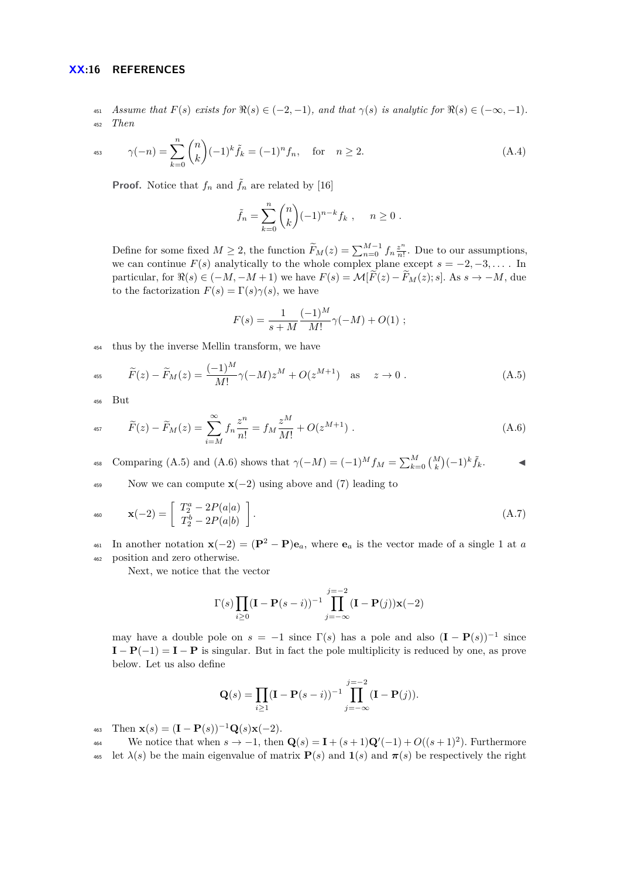*Assume that $F(s)$ exists for $\Re(s) \in (-2, -1)$, and that $\gamma(s)$ is analytic for $\Re(s) \in (-\infty, -1)$. Then*

$$\gamma(-n) = \sum_{k=0}^{n} \binom{n}{k} (-1)^k \tilde{f}_k = (-1)^n f_n, \quad \text{for} \quad n \geq 2. \tag{A.4}$$

**Proof.** Notice that $f_n$ and $\tilde{f}_n$ are related by [16]

$$\tilde{f}_n = \sum_{k=0}^{n} \binom{n}{k} (-1)^{n-k} f_k \ , \quad n \geq 0 \ .$$

Define for some fixed $M \geq 2$, the function $\widetilde{F}_M(z) = \sum_{n=0}^{M-1} f_n \frac{z^n}{n!}$. Due to our assumptions, we can continue $F(s)$ analytically to the whole complex plane except $s = -2, -3, \ldots$ . In particular, for $\Re(s) \in (-M, -M+1)$ we have $F(s) = \mathcal{M}[\widetilde{F}(z) - \widetilde{F}_M(z); s]$. As $s \to -M$, due to the factorization $F(s) = \Gamma(s)\gamma(s)$, we have

$$F(s) = \frac{1}{s+M} \frac{(-1)^M}{M!} \gamma(-M) + O(1) \ ;$$

thus by the inverse Mellin transform, we have

$$\widetilde{F}(z) - \widetilde{F}_M(z) = \frac{(-1)^M}{M!} \gamma(-M) z^M + O(z^{M+1}) \quad \text{as} \quad z \to 0 \ . \tag{A.5}$$

But

$$\widetilde{F}(z) - \widetilde{F}_M(z) = \sum_{i=M}^{\infty} f_n \frac{z^n}{n!} = f_M \frac{z^M}{M!} + O(z^{M+1}) \ . \tag{A.6}$$

Comparing (A.5) and (A.6) shows that $\gamma(-M) = (-1)^M f_M = \sum_{k=0}^{M} \binom{M}{k} (-1)^k \tilde{f}_k$. ◀

Now we can compute $\mathbf{x}(-2)$ using above and (7) leading to

$$\mathbf{x}(-2) = \begin{bmatrix} T_2^a - 2P(a|a) \\ T_2^b - 2P(a|b) \end{bmatrix}. \tag{A.7}$$

In another notation $\mathbf{x}(-2) = (\mathbf{P}^2 - \mathbf{P})\mathbf{e}_a$, where $\mathbf{e}_a$ is the vector made of a single 1 at $a$ position and zero otherwise.

Next, we notice that the vector

$$\Gamma(s) \prod_{i \geq 0} (\mathbf{I} - \mathbf{P}(s-i))^{-1} \prod_{j=-\infty}^{j=-2} (\mathbf{I} - \mathbf{P}(j)) \mathbf{x}(-2)$$

may have a double pole on $s = -1$ since $\Gamma(s)$ has a pole and also $(\mathbf{I} - \mathbf{P}(s))^{-1}$ since $\mathbf{I} - \mathbf{P}(-1) = \mathbf{I} - \mathbf{P}$ is singular. But in fact the pole multiplicity is reduced by one, as prove below. Let us also define

$$\mathbf{Q}(s) = \prod_{i \geq 1} (\mathbf{I} - \mathbf{P}(s-i))^{-1} \prod_{j=-\infty}^{j=-2} (\mathbf{I} - \mathbf{P}(j)).$$

Then $\mathbf{x}(s) = (\mathbf{I} - \mathbf{P}(s))^{-1} \mathbf{Q}(s) \mathbf{x}(-2)$.

We notice that when $s \to -1$, then $\mathbf{Q}(s) = \mathbf{I} + (s+1)\mathbf{Q}'(-1) + O((s+1)^2)$. Furthermore let $\lambda(s)$ be the main eigenvalue of matrix $\mathbf{P}(s)$ and $\mathbf{1}(s)$ and $\boldsymbol{\pi}(s)$ be respectively the right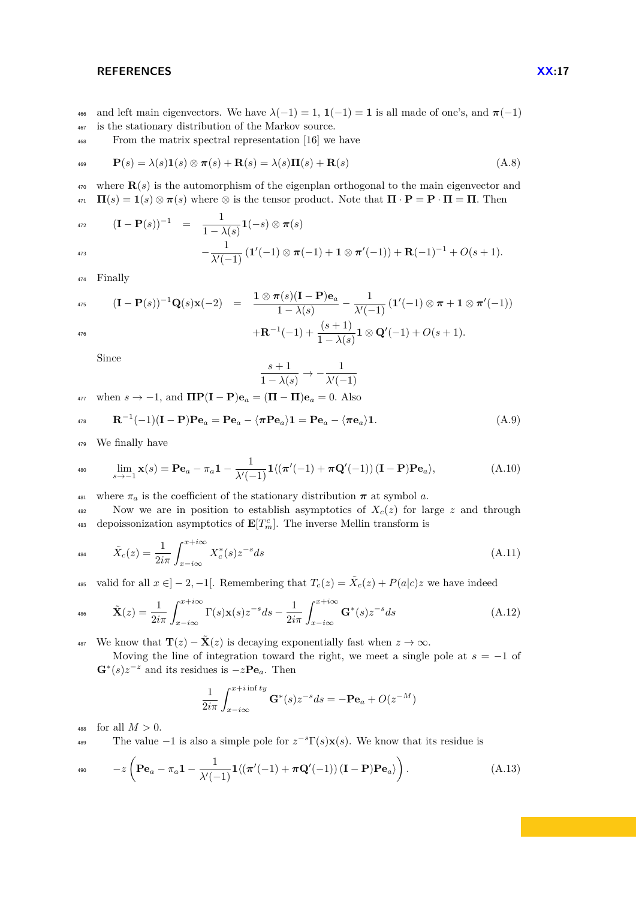and left main eigenvectors. We have $\lambda(-1) = 1$, $\mathbf{1}(-1) = \mathbf{1}$ is all made of one's, and $\boldsymbol{\pi}(-1)$ is the stationary distribution of the Markov source.

From the matrix spectral representation [16] we have

$$\mathbf{P}(s) = \lambda(s)\mathbf{1}(s) \otimes \boldsymbol{\pi}(s) + \mathbf{R}(s) = \lambda(s)\mathbf{\Pi}(s) + \mathbf{R}(s) \tag{A.8}$$

where $\mathbf{R}(s)$ is the automorphism of the eigenplan orthogonal to the main eigenvector and $\mathbf{\Pi}(s) = \mathbf{1}(s) \otimes \boldsymbol{\pi}(s)$ where $\otimes$ is the tensor product. Note that $\mathbf{\Pi} \cdot \mathbf{P} = \mathbf{P} \cdot \mathbf{\Pi} = \mathbf{\Pi}$. Then

$$\begin{aligned}(\mathbf{I} - \mathbf{P}(s))^{-1} &= \frac{1}{1-\lambda(s)}\mathbf{1}(-s) \otimes \boldsymbol{\pi}(s) \\ &\quad - \frac{1}{\lambda'(-1)}\left(\mathbf{1}'(-1) \otimes \boldsymbol{\pi}(-1) + \mathbf{1} \otimes \boldsymbol{\pi}'(-1)\right) + \mathbf{R}(-1)^{-1} + O(s+1).\end{aligned}$$

Finally

$$\begin{aligned}(\mathbf{I} - \mathbf{P}(s))^{-1}\mathbf{Q}(s)\mathbf{x}(-2) &= \frac{\mathbf{1} \otimes \boldsymbol{\pi}(s)(\mathbf{I} - \mathbf{P})\mathbf{e}_a}{1-\lambda(s)} - \frac{1}{\lambda'(-1)}\left(\mathbf{1}'(-1) \otimes \boldsymbol{\pi} + \mathbf{1} \otimes \boldsymbol{\pi}'(-1)\right) \\ &\quad + \mathbf{R}^{-1}(-1) + \frac{(s+1)}{1-\lambda(s)}\mathbf{1} \otimes \mathbf{Q}'(-1) + O(s+1).\end{aligned}$$

Since

$$\frac{s+1}{1-\lambda(s)} \to -\frac{1}{\lambda'(-1)}$$

when $s \to -1$, and $\mathbf{\Pi}\mathbf{P}(\mathbf{I} - \mathbf{P})\mathbf{e}_a = (\mathbf{\Pi} - \mathbf{\Pi})\mathbf{e}_a = 0$. Also

$$\mathbf{R}^{-1}(-1)(\mathbf{I} - \mathbf{P})\mathbf{P}\mathbf{e}_a = \mathbf{P}\mathbf{e}_a - \langle \boldsymbol{\pi}\mathbf{P}\mathbf{e}_a \rangle \mathbf{1} = \mathbf{P}\mathbf{e}_a - \langle \boldsymbol{\pi}\mathbf{e}_a \rangle \mathbf{1}. \tag{A.9}$$

We finally have

$$\lim_{s \to -1} \mathbf{x}(s) = \mathbf{P}\mathbf{e}_a - \pi_a \mathbf{1} - \frac{1}{\lambda'(-1)}\mathbf{1}\langle(\boldsymbol{\pi}'(-1) + \boldsymbol{\pi}\mathbf{Q}'(-1))\,(\mathbf{I} - \mathbf{P})\mathbf{P}\mathbf{e}_a\rangle, \tag{A.10}$$

where $\pi_a$ is the coefficient of the stationary distribution $\boldsymbol{\pi}$ at symbol $a$.

Now we are in position to establish asymptotics of $X_c(z)$ for large $z$ and through depoissonization asymptotics of $\mathbf{E}[T_m^c]$. The inverse Mellin transform is

$$\tilde{X}_c(z) = \frac{1}{2i\pi}\int_{x-i\infty}^{x+i\infty} X_c^*(s) z^{-s} ds \tag{A.11}$$

valid for all $x \in ]-2,-1[$. Remembering that $T_c(z) = \tilde{X}_c(z) + P(a|c)z$ we have indeed

$$\tilde{\mathbf{X}}(z) = \frac{1}{2i\pi}\int_{x-i\infty}^{x+i\infty} \Gamma(s)\mathbf{x}(s) z^{-s} ds - \frac{1}{2i\pi}\int_{x-i\infty}^{x+i\infty} \mathbf{G}^*(s) z^{-s} ds \tag{A.12}$$

We know that $\mathbf{T}(z) - \tilde{\mathbf{X}}(z)$ is decaying exponentially fast when $z \to \infty$.

Moving the line of integration toward the right, we meet a single pole at $s = -1$ of $\mathbf{G}^*(s)z^{-z}$ and its residues is $-z\mathbf{P}\mathbf{e}_a$. Then

$$\frac{1}{2i\pi}\int_{x-i\infty}^{x+i\inf ty} \mathbf{G}^*(s) z^{-s} ds = -\mathbf{P}\mathbf{e}_a + O(z^{-M})$$

for all $M > 0$.

The value $-1$ is also a simple pole for $z^{-s}\Gamma(s)\mathbf{x}(s)$. We know that its residue is

$$-z\left(\mathbf{P}\mathbf{e}_a - \pi_a \mathbf{1} - \frac{1}{\lambda'(-1)}\mathbf{1}\langle(\boldsymbol{\pi}'(-1) + \boldsymbol{\pi}\mathbf{Q}'(-1))\,(\mathbf{I} - \mathbf{P})\mathbf{P}\mathbf{e}_a\rangle\right). \tag{A.13}$$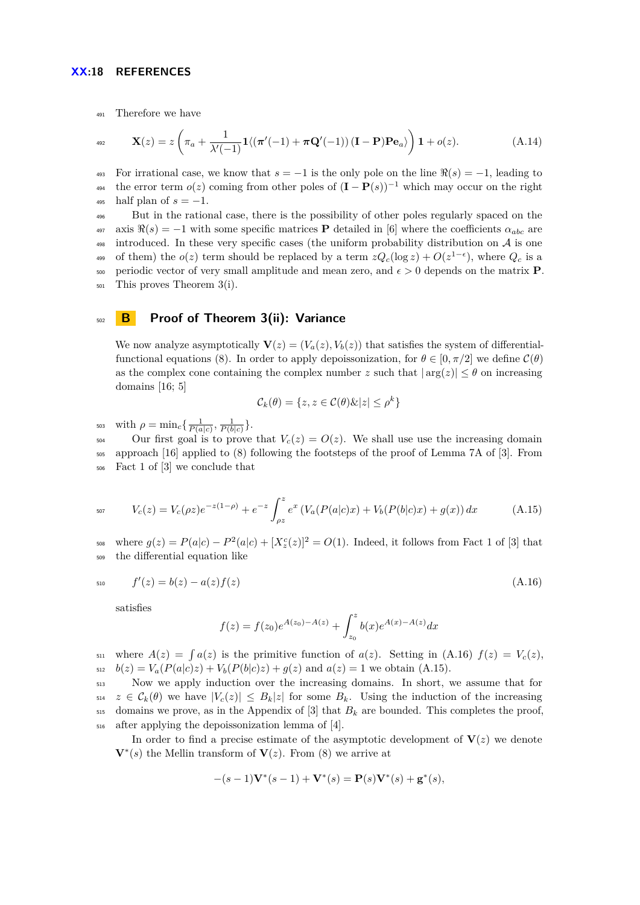Therefore we have

$$\mathbf{X}(z) = z\left(\pi_a + \frac{1}{\lambda'(-1)}\mathbf{1}\langle(\boldsymbol{\pi}'(-1) + \boldsymbol{\pi}\mathbf{Q}'(-1))\,(\mathbf{I}-\mathbf{P})\mathbf{P}\mathbf{e}_a\rangle\right)\mathbf{1} + o(z). \tag{A.14}$$

For irrational case, we know that $s=-1$ is the only pole on the line $\Re(s)=-1$, leading to the error term $o(z)$ coming from other poles of $(\mathbf{I}-\mathbf{P}(s))^{-1}$ which may occur on the right half plan of $s=-1$.

But in the rational case, there is the possibility of other poles regularly spaced on the axis $\Re(s)=-1$ with some specific matrices $\mathbf{P}$ detailed in [6] where the coefficients $\alpha_{abc}$ are introduced. In these very specific cases (the uniform probability distribution on $\mathcal{A}$ is one of them) the $o(z)$ term should be replaced by a term $zQ_c(\log z) + O(z^{1-\epsilon})$, where $Q_c$ is a periodic vector of very small amplitude and mean zero, and $\epsilon > 0$ depends on the matrix $\mathbf{P}$. This proves Theorem 3(i).

# B Proof of Theorem 3(ii): Variance

We now analyze asymptotically $\mathbf{V}(z) = (V_a(z), V_b(z))$ that satisfies the system of differential-functional equations (8). In order to apply depoissonization, for $\theta \in [0, \pi/2]$ we define $\mathcal{C}(\theta)$ as the complex cone containing the complex number $z$ such that $|\arg(z)| \le \theta$ on increasing domains [16; 5]

$$\mathcal{C}_k(\theta) = \{z, z \in \mathcal{C}(\theta) \& |z| \le \rho^k\}$$

with $\rho = \min_c\{\frac{1}{P(a|c)}, \frac{1}{P(b|c)}\}$.

Our first goal is to prove that $V_c(z) = O(z)$. We shall use use the increasing domain approach [16] applied to (8) following the footsteps of the proof of Lemma 7A of [3]. From Fact 1 of [3] we conclude that

$$V_c(z) = V_c(\rho z)e^{-z(1-\rho)} + e^{-z}\int_{\rho z}^{z} e^{x}\left(V_a(P(a|c)x) + V_b(P(b|c)x) + g(x)\right)dx \tag{A.15}$$

where $g(z) = P(a|c) - P^2(a|c) + [X_z^c(z)]^2 = O(1)$. Indeed, it follows from Fact 1 of [3] that the differential equation like

$$f'(z) = b(z) - a(z)f(z) \tag{A.16}$$

satisfies

$$f(z) = f(z_0)e^{A(z_0)-A(z)} + \int_{z_0}^{z} b(x)e^{A(x)-A(z)}dx$$

where $A(z) = \int a(z)$ is the primitive function of $a(z)$. Setting in (A.16) $f(z) = V_c(z)$, $b(z) = V_a(P(a|c)z) + V_b(P(b|c)z) + g(z)$ and $a(z) = 1$ we obtain (A.15).

Now we apply induction over the increasing domains. In short, we assume that for $z \in \mathcal{C}_k(\theta)$ we have $|V_c(z)| \le B_k|z|$ for some $B_k$. Using the induction of the increasing domains we prove, as in the Appendix of [3] that $B_k$ are bounded. This completes the proof, after applying the depoissonization lemma of [4].

In order to find a precise estimate of the asymptotic development of $\mathbf{V}(z)$ we denote $\mathbf{V}^*(s)$ the Mellin transform of $\mathbf{V}(z)$. From (8) we arrive at

$$-(s-1)\mathbf{V}^*(s-1) + \mathbf{V}^*(s) = \mathbf{P}(s)\mathbf{V}^*(s) + \mathbf{g}^*(s),$$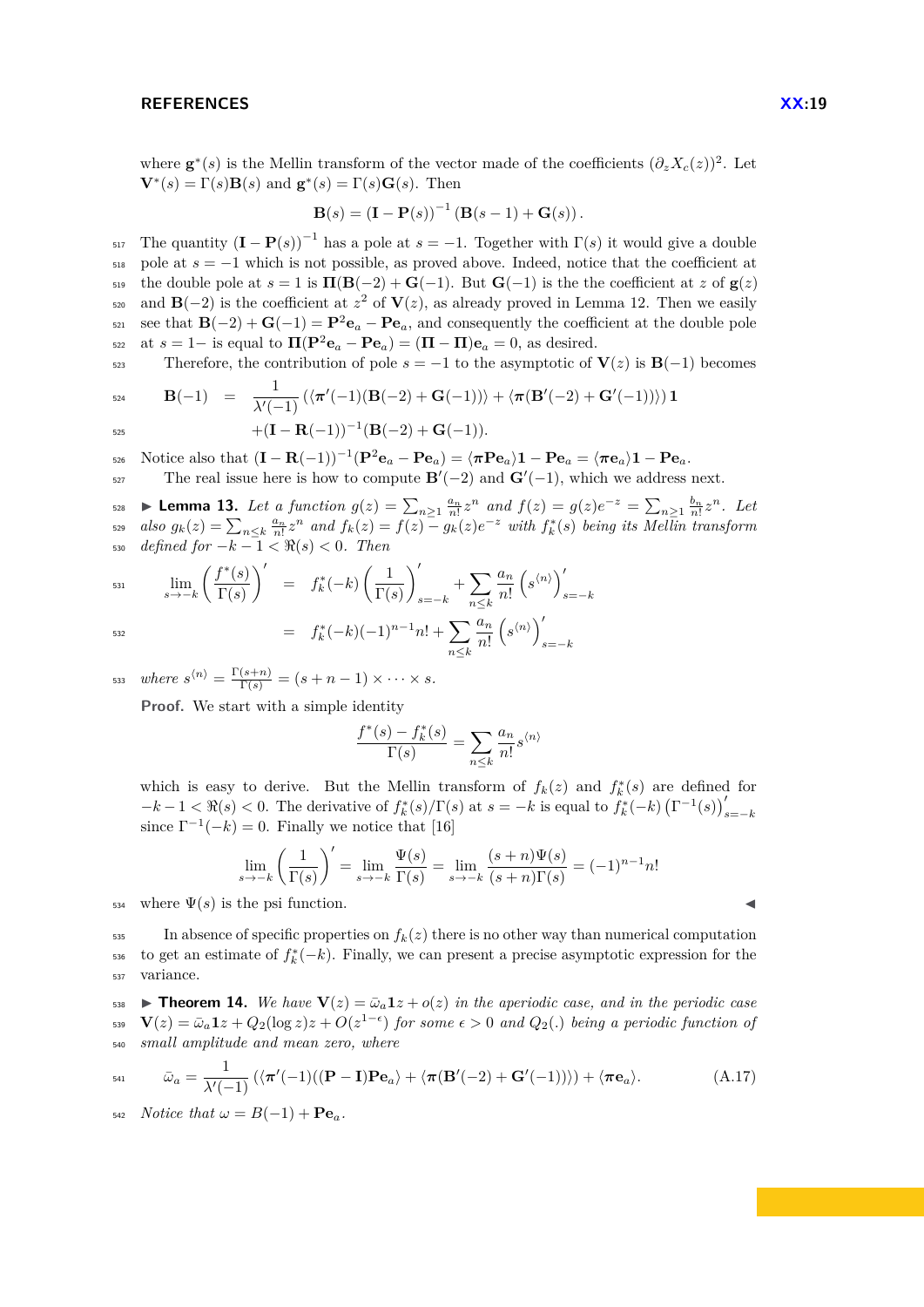where $\mathbf{g}^*(s)$ is the Mellin transform of the vector made of the coefficients $(\partial_z X_c(z))^2$. Let $\mathbf{V}^*(s) = \Gamma(s)\mathbf{B}(s)$ and $\mathbf{g}^*(s) = \Gamma(s)\mathbf{G}(s)$. Then

$$\mathbf{B}(s) = (\mathbf{I} - \mathbf{P}(s))^{-1}(\mathbf{B}(s-1) + \mathbf{G}(s)).$$

The quantity $(\mathbf{I} - \mathbf{P}(s))^{-1}$ has a pole at $s = -1$. Together with $\Gamma(s)$ it would give a double pole at $s = -1$ which is not possible, as proved above. Indeed, notice that the coefficient at the double pole at $s = 1$ is $\mathbf{\Pi}(\mathbf{B}(-2) + \mathbf{G}(-1))$. But $\mathbf{G}(-1)$ is the the coefficient at $z$ of $\mathbf{g}(z)$ and $\mathbf{B}(-2)$ is the coefficient at $z^2$ of $\mathbf{V}(z)$, as already proved in Lemma 12. Then we easily see that $\mathbf{B}(-2) + \mathbf{G}(-1) = \mathbf{P}^2\mathbf{e}_a - \mathbf{P}\mathbf{e}_a$, and consequently the coefficient at the double pole at $s = 1-$ is equal to $\mathbf{\Pi}(\mathbf{P}^2\mathbf{e}_a - \mathbf{P}\mathbf{e}_a) = (\mathbf{\Pi} - \mathbf{\Pi})\mathbf{e}_a = 0$, as desired.

Therefore, the contribution of pole $s = -1$ to the asymptotic of $\mathbf{V}(z)$ is $\mathbf{B}(-1)$ becomes

$$\begin{aligned}
\mathbf{B}(-1) \quad &= \quad \frac{1}{\lambda'(-1)}\left(\langle \boldsymbol{\pi}'(-1)(\mathbf{B}(-2) + \mathbf{G}(-1))\rangle + \langle \boldsymbol{\pi}(\mathbf{B}'(-2) + \mathbf{G}'(-1))\rangle\right)\mathbf{1} \\
&\quad + (\mathbf{I} - \mathbf{R}(-1))^{-1}(\mathbf{B}(-2) + \mathbf{G}(-1)).
\end{aligned}$$

Notice also that $(\mathbf{I} - \mathbf{R}(-1))^{-1}(\mathbf{P}^2\mathbf{e}_a - \mathbf{P}\mathbf{e}_a) = \langle \boldsymbol{\pi}\mathbf{P}\mathbf{e}_a\rangle\mathbf{1} - \mathbf{P}\mathbf{e}_a = \langle \boldsymbol{\pi}\mathbf{e}_a\rangle\mathbf{1} - \mathbf{P}\mathbf{e}_a$.

The real issue here is how to compute $\mathbf{B}'(-2)$ and $\mathbf{G}'(-1)$, which we address next.

▶ **Lemma 13.** *Let a function $g(z) = \sum_{n\geq 1} \frac{a_n}{n!}z^n$ and $f(z) = g(z)e^{-z} = \sum_{n\geq 1} \frac{b_n}{n!}z^n$. Let also $g_k(z) = \sum_{n\leq k} \frac{a_n}{n!}z^n$ and $f_k(z) = f(z) - g_k(z)e^{-z}$ with $f_k^*(s)$ being its Mellin transform defined for $-k-1 < \Re(s) < 0$. Then*

$$\begin{aligned}
\lim_{s\to -k}\left(\frac{f^*(s)}{\Gamma(s)}\right)' \quad &= \quad f_k^*(-k)\left(\frac{1}{\Gamma(s)}\right)'_{s=-k} + \sum_{n\leq k} \frac{a_n}{n!}\left(s^{\langle n\rangle}\right)'_{s=-k} \\
&= \quad f_k^*(-k)(-1)^{n-1}n! + \sum_{n\leq k} \frac{a_n}{n!}\left(s^{\langle n\rangle}\right)'_{s=-k}
\end{aligned}$$

*where $s^{\langle n\rangle} = \frac{\Gamma(s+n)}{\Gamma(s)} = (s+n-1)\times\cdots\times s$.*

**Proof.** We start with a simple identity

$$\frac{f^*(s) - f_k^*(s)}{\Gamma(s)} = \sum_{n\leq k} \frac{a_n}{n!}s^{\langle n\rangle}$$

which is easy to derive. But the Mellin transform of $f_k(z)$ and $f_k^*(s)$ are defined for $-k-1 < \Re(s) < 0$. The derivative of $f_k^*(s)/\Gamma(s)$ at $s = -k$ is equal to $f_k^*(-k)\left(\Gamma^{-1}(s)\right)'_{s=-k}$ since $\Gamma^{-1}(-k) = 0$. Finally we notice that [16]

$$\lim_{s\to -k}\left(\frac{1}{\Gamma(s)}\right)' = \lim_{s\to -k}\frac{\Psi(s)}{\Gamma(s)} = \lim_{s\to -k}\frac{(s+n)\Psi(s)}{(s+n)\Gamma(s)} = (-1)^{n-1}n!$$

where $\Psi(s)$ is the psi function. ◀

In absence of specific properties on $f_k(z)$ there is no other way than numerical computation to get an estimate of $f_k^*(-k)$. Finally, we can present a precise asymptotic expression for the variance.

▶ **Theorem 14.** *We have $\mathbf{V}(z) = \bar{\omega}_a\mathbf{1}z + o(z)$ in the aperiodic case, and in the periodic case $\mathbf{V}(z) = \bar{\omega}_a\mathbf{1}z + Q_2(\log z)z + O(z^{1-\epsilon})$ for some $\epsilon > 0$ and $Q_2(.)$ being a periodic function of small amplitude and mean zero, where*

$$\bar{\omega}_a = \frac{1}{\lambda'(-1)}\left(\langle \boldsymbol{\pi}'(-1)((\mathbf{P} - \mathbf{I})\mathbf{P}\mathbf{e}_a\rangle + \langle \boldsymbol{\pi}(\mathbf{B}'(-2) + \mathbf{G}'(-1))\rangle\right) + \langle \boldsymbol{\pi}\mathbf{e}_a\rangle. \tag{A.17}$$

*Notice that $\omega = B(-1) + \mathbf{P}\mathbf{e}_a$.*